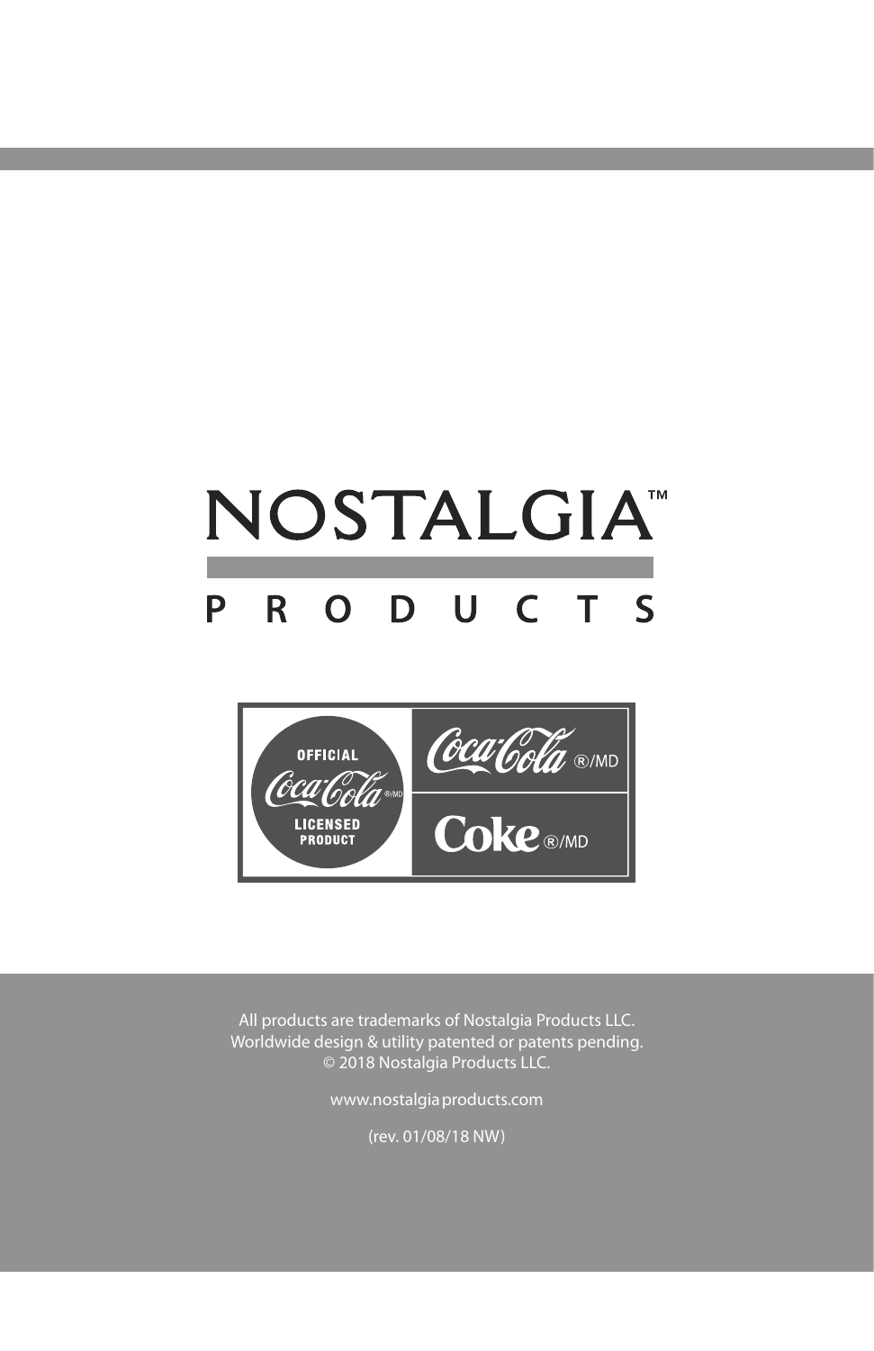# NOSTALGIA™

## P R O D U C T S

OFFICIAL Coca-Cola®/MD LICENSED PRODUCT

Coca-Cola ®/MD

Coke ®/MD

All products are trademarks of Nostalgia Products LLC.
Worldwide design & utility patented or patents pending.
© 2018 Nostalgia Products LLC.

www.nostalgiaproducts.com

(rev. 01/08/18 NW)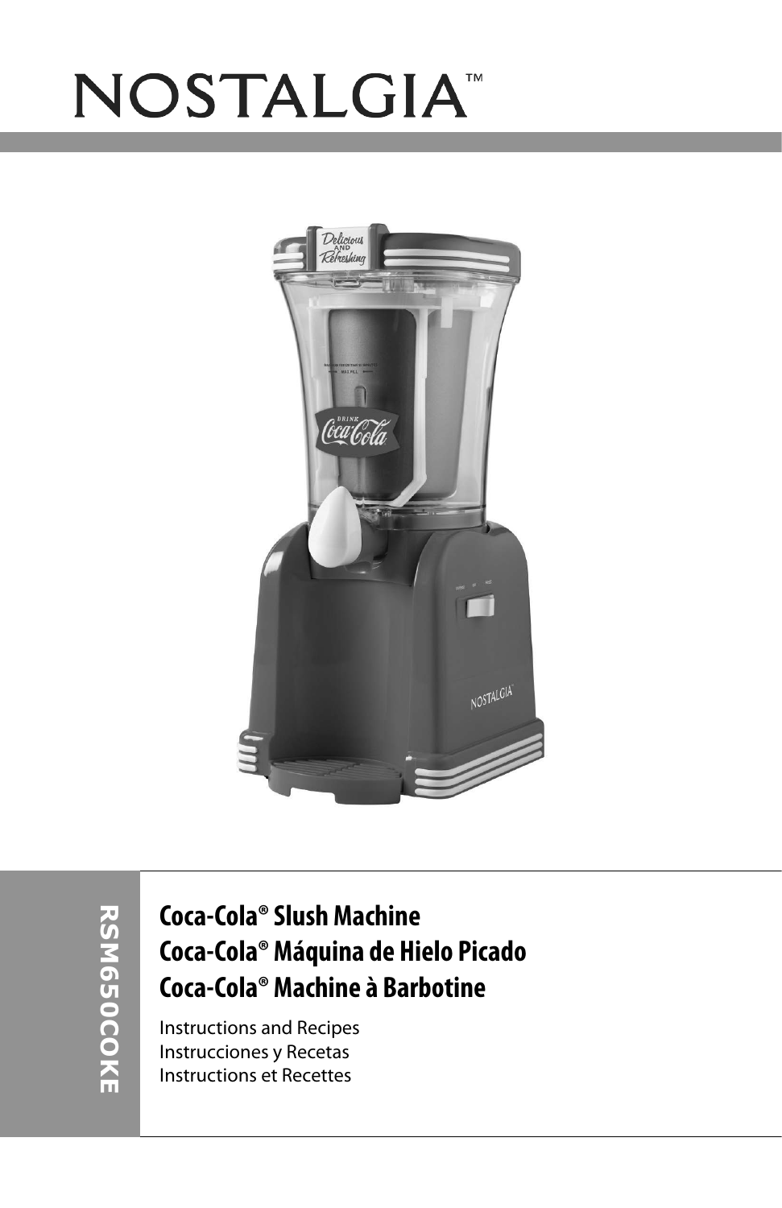# NOSTALGIA™

RSM650COKE

## Coca-Cola® Slush Machine
## Coca-Cola® Máquina de Hielo Picado
## Coca-Cola® Machine à Barbotine

Instructions and Recipes
Instrucciones y Recetas
Instructions et Recettes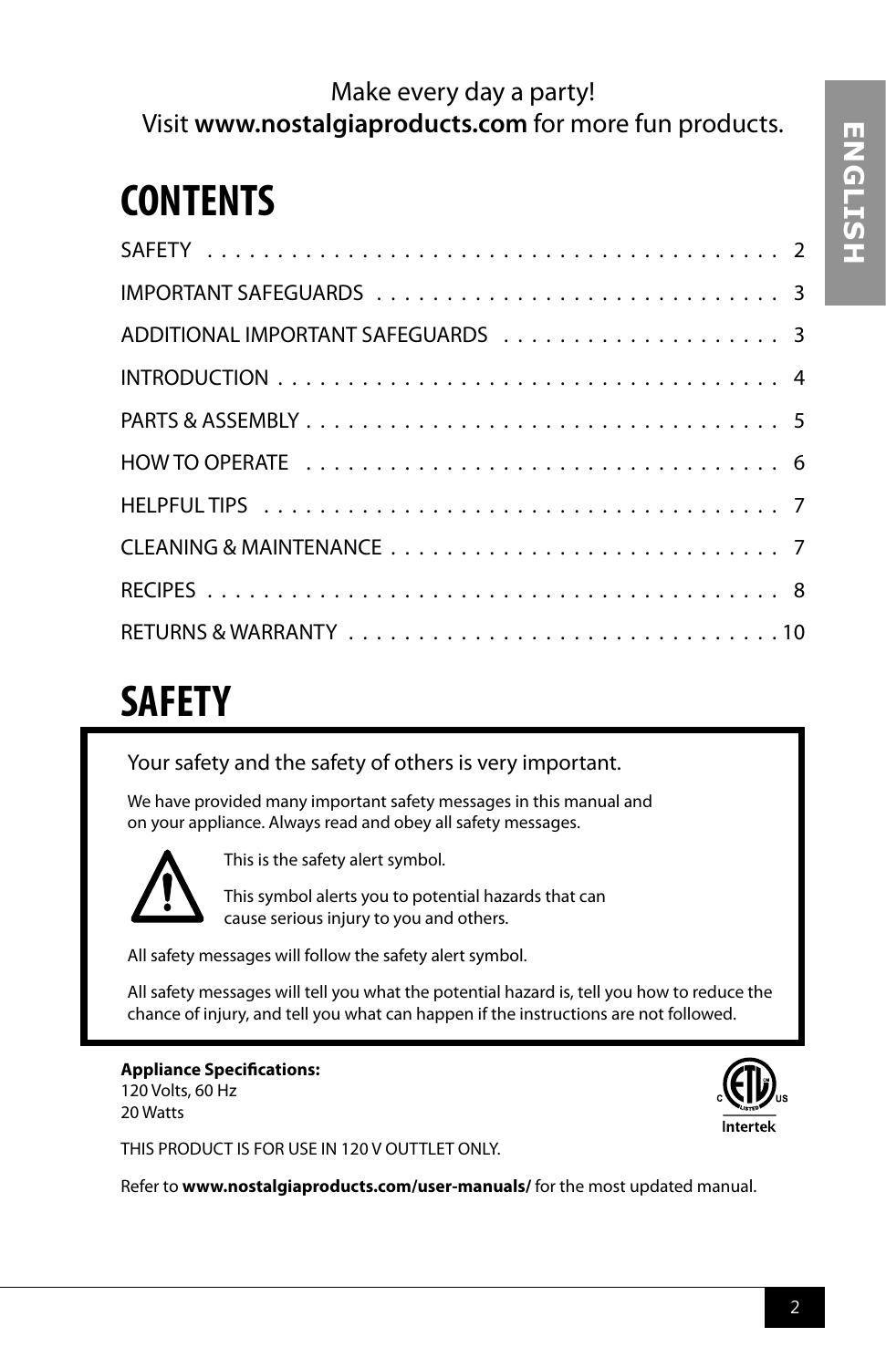Make every day a party!
Visit **www.nostalgiaproducts.com** for more fun products.

# CONTENTS

| | |
|---|---|
| SAFETY | 2 |
| IMPORTANT SAFEGUARDS | 3 |
| ADDITIONAL IMPORTANT SAFEGUARDS | 3 |
| INTRODUCTION | 4 |
| PARTS & ASSEMBLY | 5 |
| HOW TO OPERATE | 6 |
| HELPFUL TIPS | 7 |
| CLEANING & MAINTENANCE | 7 |
| RECIPES | 8 |
| RETURNS & WARRANTY | 10 |

# SAFETY

Your safety and the safety of others is very important.

We have provided many important safety messages in this manual and on your appliance. Always read and obey all safety messages.

This is the safety alert symbol.

This symbol alerts you to potential hazards that can cause serious injury to you and others.

All safety messages will follow the safety alert symbol.

All safety messages will tell you what the potential hazard is, tell you how to reduce the chance of injury, and tell you what can happen if the instructions are not followed.

**Appliance Specifications:**
120 Volts, 60 Hz
20 Watts

THIS PRODUCT IS FOR USE IN 120 V OUTTLET ONLY.

Refer to **www.nostalgiaproducts.com/user-manuals/** for the most updated manual.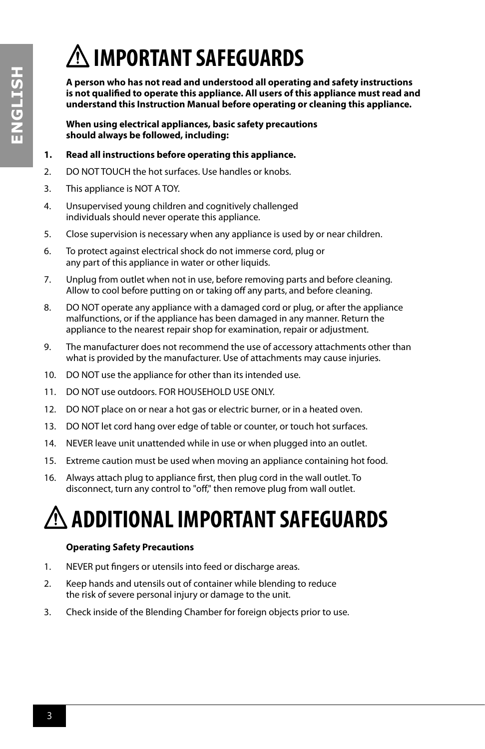# ⚠ IMPORTANT SAFEGUARDS

**A person who has not read and understood all operating and safety instructions is not qualified to operate this appliance. All users of this appliance must read and understand this Instruction Manual before operating or cleaning this appliance.**

**When using electrical appliances, basic safety precautions should always be followed, including:**

1. **Read all instructions before operating this appliance.**
2. DO NOT TOUCH the hot surfaces. Use handles or knobs.
3. This appliance is NOT A TOY.
4. Unsupervised young children and cognitively challenged individuals should never operate this appliance.
5. Close supervision is necessary when any appliance is used by or near children.
6. To protect against electrical shock do not immerse cord, plug or any part of this appliance in water or other liquids.
7. Unplug from outlet when not in use, before removing parts and before cleaning. Allow to cool before putting on or taking off any parts, and before cleaning.
8. DO NOT operate any appliance with a damaged cord or plug, or after the appliance malfunctions, or if the appliance has been damaged in any manner. Return the appliance to the nearest repair shop for examination, repair or adjustment.
9. The manufacturer does not recommend the use of accessory attachments other than what is provided by the manufacturer. Use of attachments may cause injuries.
10. DO NOT use the appliance for other than its intended use.
11. DO NOT use outdoors. FOR HOUSEHOLD USE ONLY.
12. DO NOT place on or near a hot gas or electric burner, or in a heated oven.
13. DO NOT let cord hang over edge of table or counter, or touch hot surfaces.
14. NEVER leave unit unattended while in use or when plugged into an outlet.
15. Extreme caution must be used when moving an appliance containing hot food.
16. Always attach plug to appliance first, then plug cord in the wall outlet. To disconnect, turn any control to "off," then remove plug from wall outlet.

# ⚠ ADDITIONAL IMPORTANT SAFEGUARDS

**Operating Safety Precautions**

1. NEVER put fingers or utensils into feed or discharge areas.
2. Keep hands and utensils out of container while blending to reduce the risk of severe personal injury or damage to the unit.
3. Check inside of the Blending Chamber for foreign objects prior to use.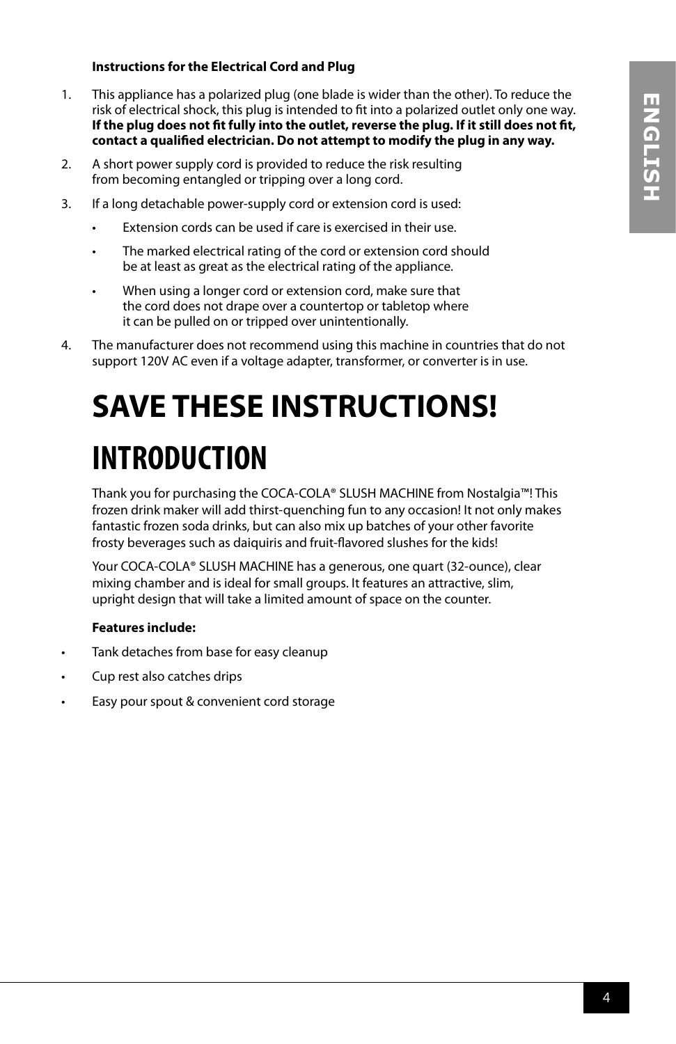**Instructions for the Electrical Cord and Plug**

1. This appliance has a polarized plug (one blade is wider than the other). To reduce the risk of electrical shock, this plug is intended to fit into a polarized outlet only one way. **If the plug does not fit fully into the outlet, reverse the plug. If it still does not fit, contact a qualified electrician. Do not attempt to modify the plug in any way.**

2. A short power supply cord is provided to reduce the risk resulting from becoming entangled or tripping over a long cord.

3. If a long detachable power-supply cord or extension cord is used:
   - Extension cords can be used if care is exercised in their use.
   - The marked electrical rating of the cord or extension cord should be at least as great as the electrical rating of the appliance.
   - When using a longer cord or extension cord, make sure that the cord does not drape over a countertop or tabletop where it can be pulled on or tripped over unintentionally.

4. The manufacturer does not recommend using this machine in countries that do not support 120V AC even if a voltage adapter, transformer, or converter is in use.

# SAVE THESE INSTRUCTIONS!

# INTRODUCTION

Thank you for purchasing the COCA-COLA® SLUSH MACHINE from Nostalgia™! This frozen drink maker will add thirst-quenching fun to any occasion! It not only makes fantastic frozen soda drinks, but can also mix up batches of your other favorite frosty beverages such as daiquiris and fruit-flavored slushes for the kids!

Your COCA-COLA® SLUSH MACHINE has a generous, one quart (32-ounce), clear mixing chamber and is ideal for small groups. It features an attractive, slim, upright design that will take a limited amount of space on the counter.

**Features include:**

- Tank detaches from base for easy cleanup
- Cup rest also catches drips
- Easy pour spout & convenient cord storage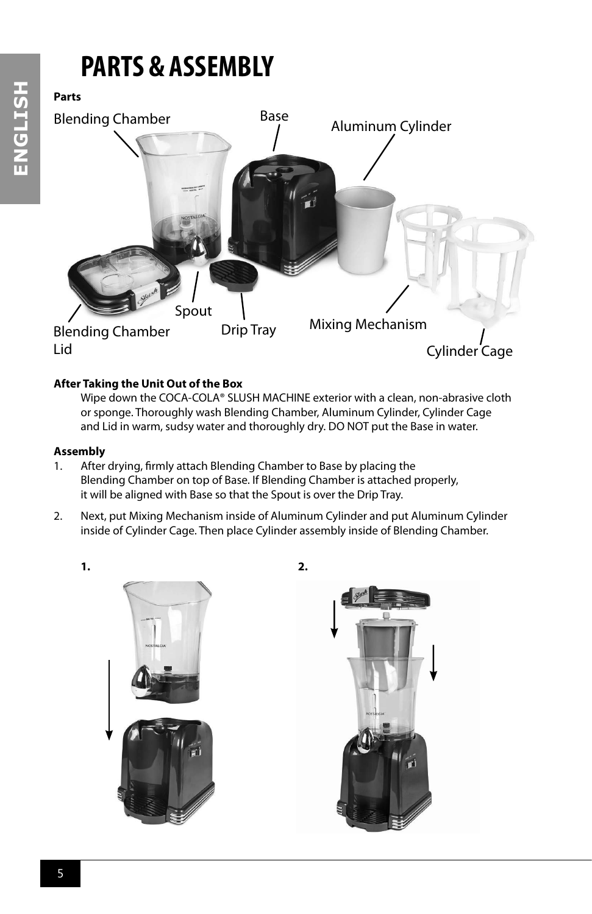# PARTS & ASSEMBLY

**Parts**

Blending Chamber

Base

Aluminum Cylinder

Spout

Drip Tray

Mixing Mechanism

Blending Chamber Lid

Cylinder Cage

**After Taking the Unit Out of the Box**

Wipe down the COCA-COLA® SLUSH MACHINE exterior with a clean, non-abrasive cloth or sponge. Thoroughly wash Blending Chamber, Aluminum Cylinder, Cylinder Cage and Lid in warm, sudsy water and thoroughly dry. DO NOT put the Base in water.

**Assembly**

1. After drying, firmly attach Blending Chamber to Base by placing the Blending Chamber on top of Base. If Blending Chamber is attached properly, it will be aligned with Base so that the Spout is over the Drip Tray.
2. Next, put Mixing Mechanism inside of Aluminum Cylinder and put Aluminum Cylinder inside of Cylinder Cage. Then place Cylinder assembly inside of Blending Chamber.

**1.**

**2.**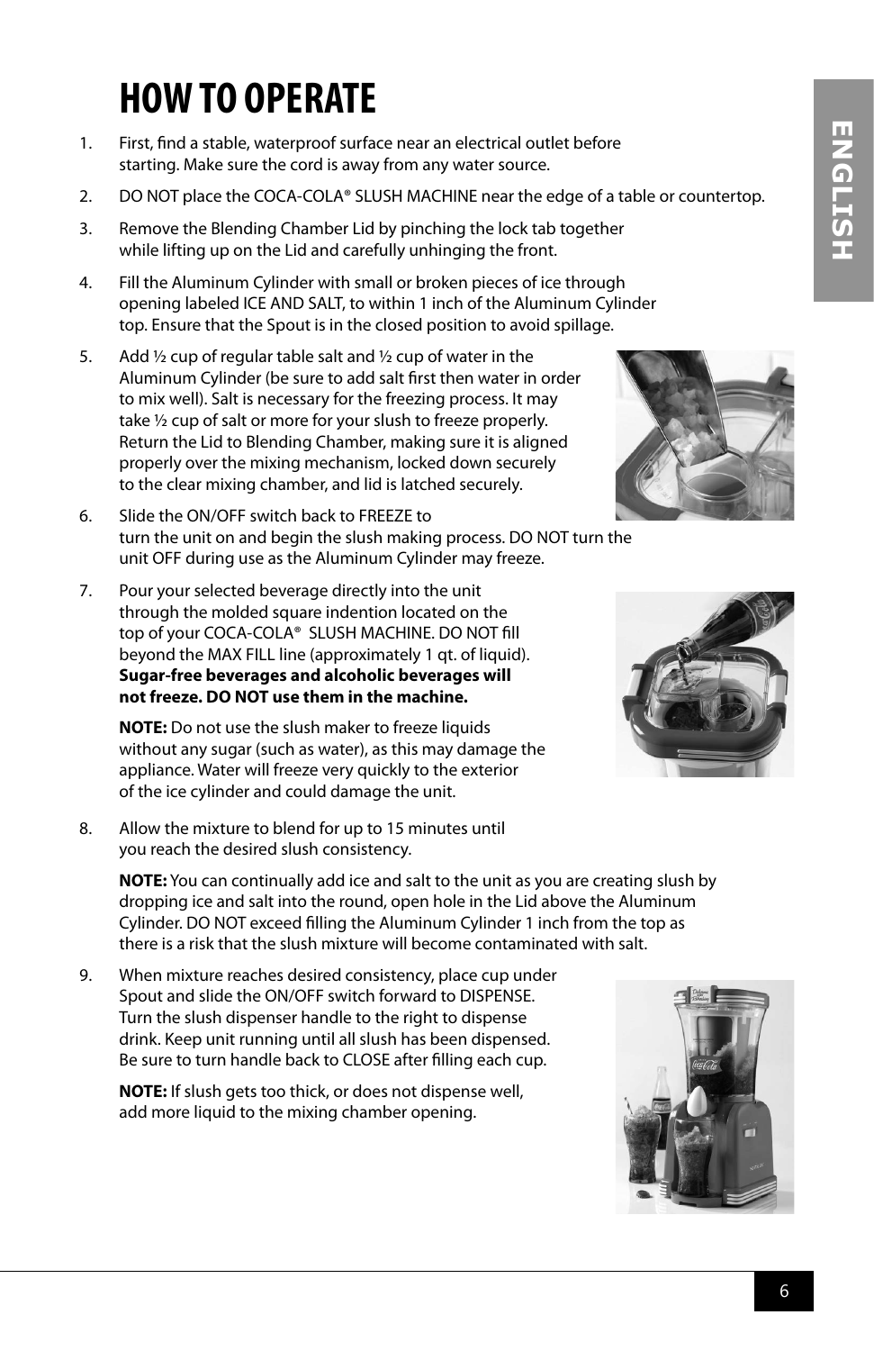# HOW TO OPERATE

1. First, find a stable, waterproof surface near an electrical outlet before starting. Make sure the cord is away from any water source.
2. DO NOT place the COCA-COLA® SLUSH MACHINE near the edge of a table or countertop.
3. Remove the Blending Chamber Lid by pinching the lock tab together while lifting up on the Lid and carefully unhinging the front.
4. Fill the Aluminum Cylinder with small or broken pieces of ice through opening labeled ICE AND SALT, to within 1 inch of the Aluminum Cylinder top. Ensure that the Spout is in the closed position to avoid spillage.
5. Add ½ cup of regular table salt and ½ cup of water in the Aluminum Cylinder (be sure to add salt first then water in order to mix well). Salt is necessary for the freezing process. It may take ½ cup of salt or more for your slush to freeze properly. Return the Lid to Blending Chamber, making sure it is aligned properly over the mixing mechanism, locked down securely to the clear mixing chamber, and lid is latched securely.
6. Slide the ON/OFF switch back to FREEZE to turn the unit on and begin the slush making process. DO NOT turn the unit OFF during use as the Aluminum Cylinder may freeze.
7. Pour your selected beverage directly into the unit through the molded square indention located on the top of your COCA-COLA® SLUSH MACHINE. DO NOT fill beyond the MAX FILL line (approximately 1 qt. of liquid). **Sugar-free beverages and alcoholic beverages will not freeze. DO NOT use them in the machine.**

   **NOTE:** Do not use the slush maker to freeze liquids without any sugar (such as water), as this may damage the appliance. Water will freeze very quickly to the exterior of the ice cylinder and could damage the unit.

8. Allow the mixture to blend for up to 15 minutes until you reach the desired slush consistency.

   **NOTE:** You can continually add ice and salt to the unit as you are creating slush by dropping ice and salt into the round, open hole in the Lid above the Aluminum Cylinder. DO NOT exceed filling the Aluminum Cylinder 1 inch from the top as there is a risk that the slush mixture will become contaminated with salt.

9. When mixture reaches desired consistency, place cup under Spout and slide the ON/OFF switch forward to DISPENSE. Turn the slush dispenser handle to the right to dispense drink. Keep unit running until all slush has been dispensed. Be sure to turn handle back to CLOSE after filling each cup.

   **NOTE:** If slush gets too thick, or does not dispense well, add more liquid to the mixing chamber opening.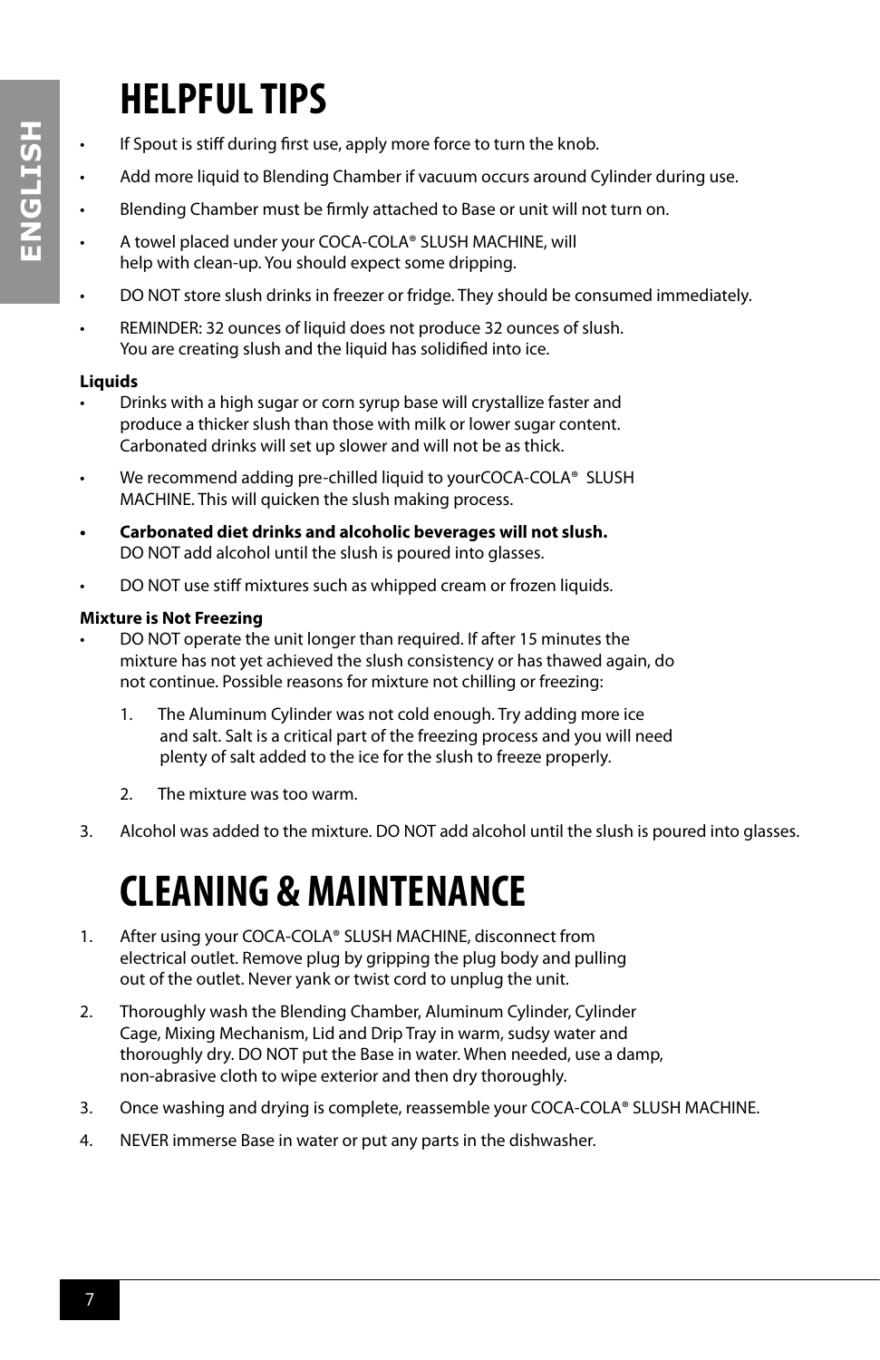# HELPFUL TIPS

- If Spout is stiff during first use, apply more force to turn the knob.
- Add more liquid to Blending Chamber if vacuum occurs around Cylinder during use.
- Blending Chamber must be firmly attached to Base or unit will not turn on.
- A towel placed under your COCA-COLA® SLUSH MACHINE, will help with clean-up. You should expect some dripping.
- DO NOT store slush drinks in freezer or fridge. They should be consumed immediately.
- REMINDER: 32 ounces of liquid does not produce 32 ounces of slush. You are creating slush and the liquid has solidified into ice.

**Liquids**

- Drinks with a high sugar or corn syrup base will crystallize faster and produce a thicker slush than those with milk or lower sugar content. Carbonated drinks will set up slower and will not be as thick.
- We recommend adding pre-chilled liquid to yourCOCA-COLA® SLUSH MACHINE. This will quicken the slush making process.
- **Carbonated diet drinks and alcoholic beverages will not slush.** DO NOT add alcohol until the slush is poured into glasses.
- DO NOT use stiff mixtures such as whipped cream or frozen liquids.

**Mixture is Not Freezing**

- DO NOT operate the unit longer than required. If after 15 minutes the mixture has not yet achieved the slush consistency or has thawed again, do not continue. Possible reasons for mixture not chilling or freezing:

  1. The Aluminum Cylinder was not cold enough. Try adding more ice and salt. Salt is a critical part of the freezing process and you will need plenty of salt added to the ice for the slush to freeze properly.
  2. The mixture was too warm.

3. Alcohol was added to the mixture. DO NOT add alcohol until the slush is poured into glasses.

# CLEANING & MAINTENANCE

1. After using your COCA-COLA® SLUSH MACHINE, disconnect from electrical outlet. Remove plug by gripping the plug body and pulling out of the outlet. Never yank or twist cord to unplug the unit.
2. Thoroughly wash the Blending Chamber, Aluminum Cylinder, Cylinder Cage, Mixing Mechanism, Lid and Drip Tray in warm, sudsy water and thoroughly dry. DO NOT put the Base in water. When needed, use a damp, non-abrasive cloth to wipe exterior and then dry thoroughly.
3. Once washing and drying is complete, reassemble your COCA-COLA® SLUSH MACHINE.
4. NEVER immerse Base in water or put any parts in the dishwasher.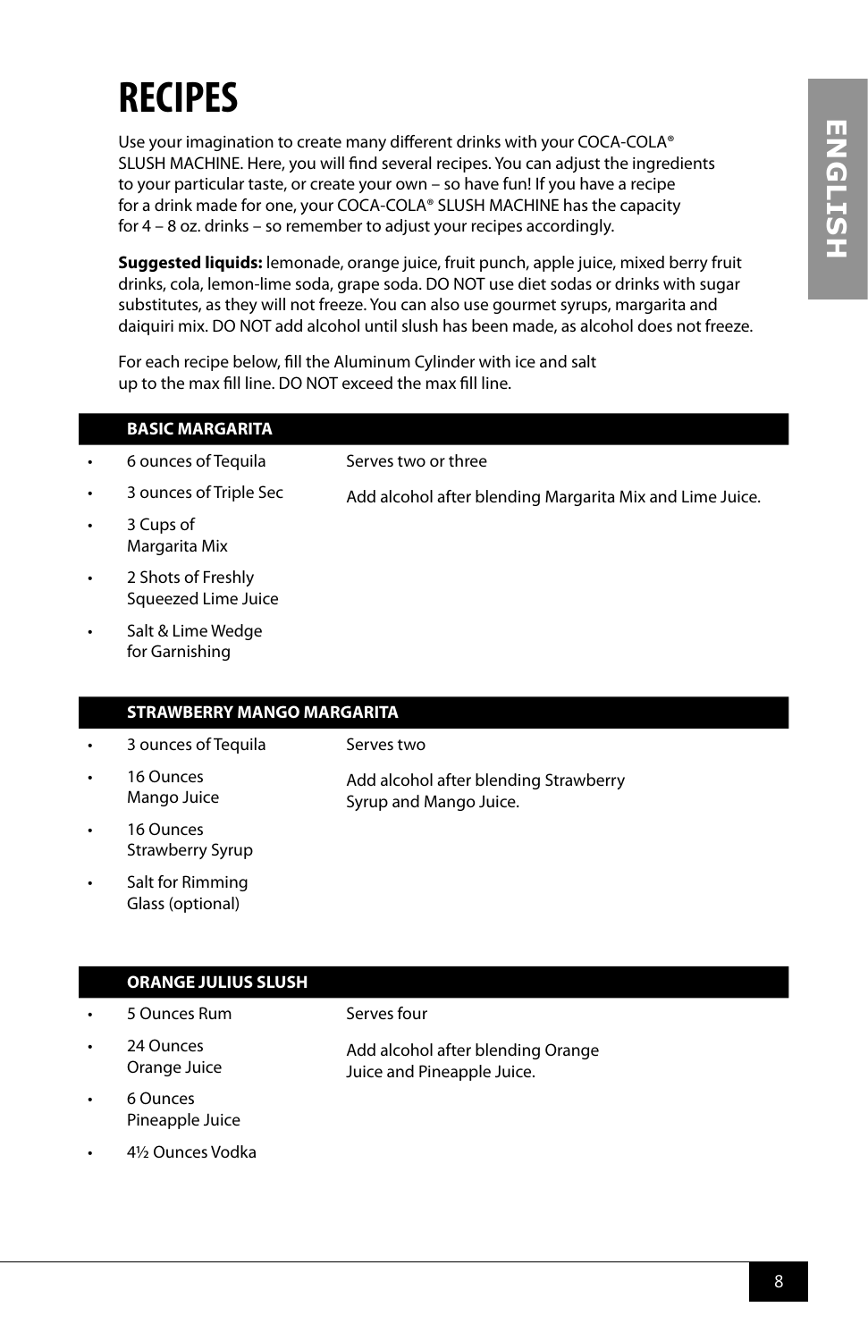# RECIPES

Use your imagination to create many different drinks with your COCA-COLA® SLUSH MACHINE. Here, you will find several recipes. You can adjust the ingredients to your particular taste, or create your own – so have fun! If you have a recipe for a drink made for one, your COCA-COLA® SLUSH MACHINE has the capacity for 4 – 8 oz. drinks – so remember to adjust your recipes accordingly.

**Suggested liquids:** lemonade, orange juice, fruit punch, apple juice, mixed berry fruit drinks, cola, lemon-lime soda, grape soda. DO NOT use diet sodas or drinks with sugar substitutes, as they will not freeze. You can also use gourmet syrups, margarita and daiquiri mix. DO NOT add alcohol until slush has been made, as alcohol does not freeze.

For each recipe below, fill the Aluminum Cylinder with ice and salt up to the max fill line. DO NOT exceed the max fill line.

## BASIC MARGARITA

- 6 ounces of Tequila
- 3 ounces of Triple Sec
- 3 Cups of Margarita Mix
- 2 Shots of Freshly Squeezed Lime Juice
- Salt & Lime Wedge for Garnishing

Serves two or three

Add alcohol after blending Margarita Mix and Lime Juice.

## STRAWBERRY MANGO MARGARITA

- 3 ounces of Tequila
- 16 Ounces Mango Juice
- 16 Ounces Strawberry Syrup
- Salt for Rimming Glass (optional)

Serves two

Add alcohol after blending Strawberry Syrup and Mango Juice.

## ORANGE JULIUS SLUSH

- 5 Ounces Rum
- 24 Ounces Orange Juice
- 6 Ounces Pineapple Juice
- 4½ Ounces Vodka

Serves four

Add alcohol after blending Orange Juice and Pineapple Juice.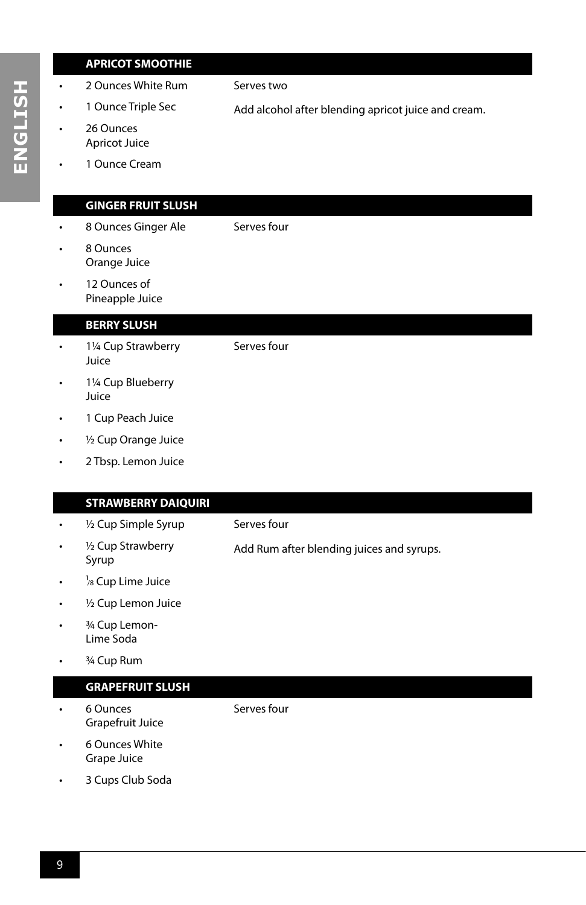## APRICOT SMOOTHIE

- 2 Ounces White Rum
- 1 Ounce Triple Sec
- 26 Ounces Apricot Juice
- 1 Ounce Cream

Serves two

Add alcohol after blending apricot juice and cream.

## GINGER FRUIT SLUSH

- 8 Ounces Ginger Ale
- 8 Ounces Orange Juice
- 12 Ounces of Pineapple Juice

Serves four

## BERRY SLUSH

- 1¼ Cup Strawberry Juice
- 1¼ Cup Blueberry Juice
- 1 Cup Peach Juice
- ½ Cup Orange Juice
- 2 Tbsp. Lemon Juice

Serves four

## STRAWBERRY DAIQUIRI

- ½ Cup Simple Syrup
- ½ Cup Strawberry Syrup
- ⅛ Cup Lime Juice
- ½ Cup Lemon Juice
- ¾ Cup Lemon-Lime Soda
- ¾ Cup Rum

Serves four

Add Rum after blending juices and syrups.

## GRAPEFRUIT SLUSH

- 6 Ounces Grapefruit Juice
- 6 Ounces White Grape Juice
- 3 Cups Club Soda

Serves four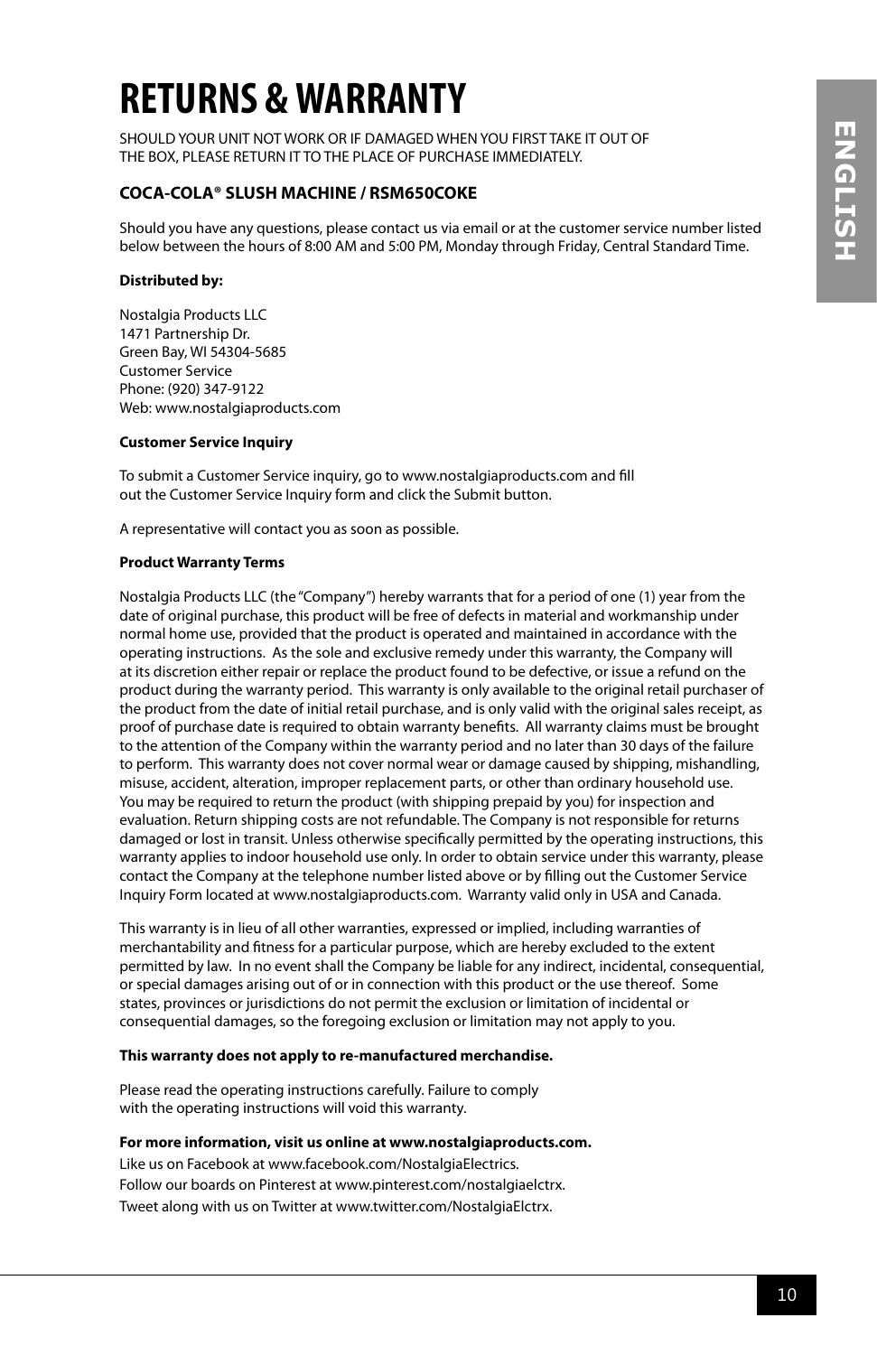# RETURNS & WARRANTY

SHOULD YOUR UNIT NOT WORK OR IF DAMAGED WHEN YOU FIRST TAKE IT OUT OF THE BOX, PLEASE RETURN IT TO THE PLACE OF PURCHASE IMMEDIATELY.

### COCA-COLA® SLUSH MACHINE / RSM650COKE

Should you have any questions, please contact us via email or at the customer service number listed below between the hours of 8:00 AM and 5:00 PM, Monday through Friday, Central Standard Time.

**Distributed by:**

Nostalgia Products LLC
1471 Partnership Dr.
Green Bay, WI 54304-5685
Customer Service
Phone: (920) 347-9122
Web: www.nostalgiaproducts.com

**Customer Service Inquiry**

To submit a Customer Service inquiry, go to www.nostalgiaproducts.com and fill out the Customer Service Inquiry form and click the Submit button.

A representative will contact you as soon as possible.

**Product Warranty Terms**

Nostalgia Products LLC (the "Company") hereby warrants that for a period of one (1) year from the date of original purchase, this product will be free of defects in material and workmanship under normal home use, provided that the product is operated and maintained in accordance with the operating instructions. As the sole and exclusive remedy under this warranty, the Company will at its discretion either repair or replace the product found to be defective, or issue a refund on the product during the warranty period. This warranty is only available to the original retail purchaser of the product from the date of initial retail purchase, and is only valid with the original sales receipt, as proof of purchase date is required to obtain warranty benefits. All warranty claims must be brought to the attention of the Company within the warranty period and no later than 30 days of the failure to perform. This warranty does not cover normal wear or damage caused by shipping, mishandling, misuse, accident, alteration, improper replacement parts, or other than ordinary household use. You may be required to return the product (with shipping prepaid by you) for inspection and evaluation. Return shipping costs are not refundable. The Company is not responsible for returns damaged or lost in transit. Unless otherwise specifically permitted by the operating instructions, this warranty applies to indoor household use only. In order to obtain service under this warranty, please contact the Company at the telephone number listed above or by filling out the Customer Service Inquiry Form located at www.nostalgiaproducts.com. Warranty valid only in USA and Canada.

This warranty is in lieu of all other warranties, expressed or implied, including warranties of merchantability and fitness for a particular purpose, which are hereby excluded to the extent permitted by law. In no event shall the Company be liable for any indirect, incidental, consequential, or special damages arising out of or in connection with this product or the use thereof. Some states, provinces or jurisdictions do not permit the exclusion or limitation of incidental or consequential damages, so the foregoing exclusion or limitation may not apply to you.

**This warranty does not apply to re-manufactured merchandise.**

Please read the operating instructions carefully. Failure to comply with the operating instructions will void this warranty.

**For more information, visit us online at www.nostalgiaproducts.com.**
Like us on Facebook at www.facebook.com/NostalgiaElectrics.
Follow our boards on Pinterest at www.pinterest.com/nostalgiaelctrx.
Tweet along with us on Twitter at www.twitter.com/NostalgiaElctrx.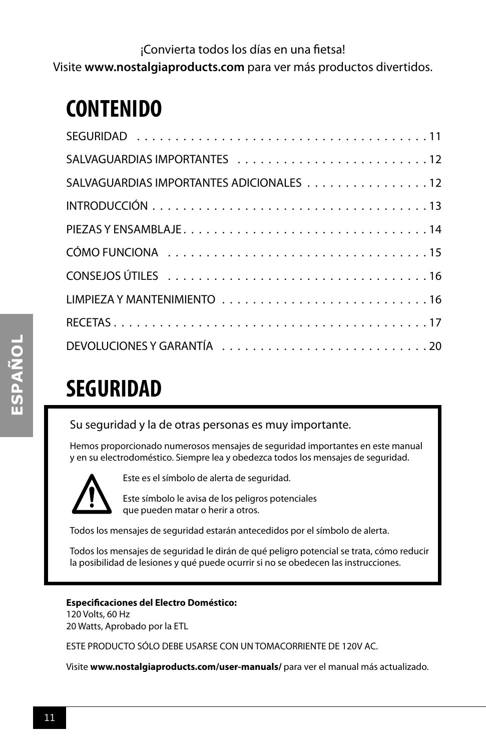¡Convierta todos los días en una fietsa!
Visite **www.nostalgiaproducts.com** para ver más productos divertidos.

# CONTENIDO

SEGURIDAD . . . . . . . . . . . . . . . . . . . . . . . . . . . . . . . . . . . . . . . 11
SALVAGUARDIAS IMPORTANTES . . . . . . . . . . . . . . . . . . . . . . . . . 12
SALVAGUARDIAS IMPORTANTES ADICIONALES . . . . . . . . . . . . . . . . 12
INTRODUCCIÓN . . . . . . . . . . . . . . . . . . . . . . . . . . . . . . . . . . . . . 13
PIEZAS Y ENSAMBLAJE . . . . . . . . . . . . . . . . . . . . . . . . . . . . . . . . 14
CÓMO FUNCIONA . . . . . . . . . . . . . . . . . . . . . . . . . . . . . . . . . . 15
CONSEJOS ÚTILES . . . . . . . . . . . . . . . . . . . . . . . . . . . . . . . . . . 16
LIMPIEZA Y MANTENIMIENTO . . . . . . . . . . . . . . . . . . . . . . . . . . . 16
RECETAS . . . . . . . . . . . . . . . . . . . . . . . . . . . . . . . . . . . . . . . . . 17
DEVOLUCIONES Y GARANTÍA . . . . . . . . . . . . . . . . . . . . . . . . . . . 20

# SEGURIDAD

Su seguridad y la de otras personas es muy importante.

Hemos proporcionado numerosos mensajes de seguridad importantes en este manual y en su electrodoméstico. Siempre lea y obedezca todos los mensajes de seguridad.

Este es el símbolo de alerta de seguridad.

Este símbolo le avisa de los peligros potenciales que pueden matar o herir a otros.

Todos los mensajes de seguridad estarán antecedidos por el símbolo de alerta.

Todos los mensajes de seguridad le dirán de qué peligro potencial se trata, cómo reducir la posibilidad de lesiones y qué puede ocurrir si no se obedecen las instrucciones.

**Especificaciones del Electro Doméstico:**
120 Volts, 60 Hz
20 Watts, Aprobado por la ETL

ESTE PRODUCTO SÓLO DEBE USARSE CON UN TOMACORRIENTE DE 120V AC.

Visite **www.nostalgiaproducts.com/user-manuals/** para ver el manual más actualizado.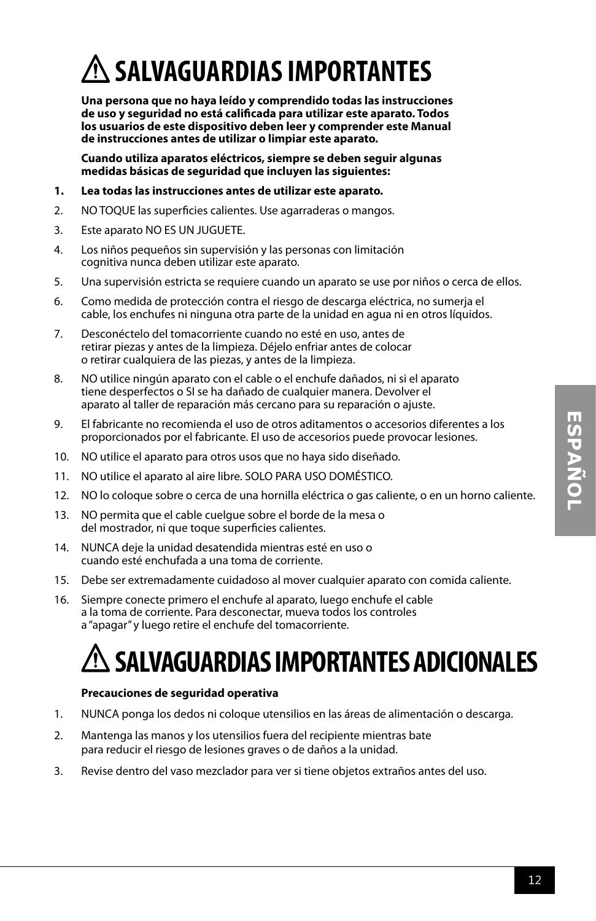# ⚠ SALVAGUARDIAS IMPORTANTES

**Una persona que no haya leído y comprendido todas las instrucciones de uso y seguridad no está calificada para utilizar este aparato. Todos los usuarios de este dispositivo deben leer y comprender este Manual de instrucciones antes de utilizar o limpiar este aparato.**

**Cuando utiliza aparatos eléctricos, siempre se deben seguir algunas medidas básicas de seguridad que incluyen las siguientes:**

1. **Lea todas las instrucciones antes de utilizar este aparato.**
2. NO TOQUE las superficies calientes. Use agarraderas o mangos.
3. Este aparato NO ES UN JUGUETE.
4. Los niños pequeños sin supervisión y las personas con limitación cognitiva nunca deben utilizar este aparato.
5. Una supervisión estricta se requiere cuando un aparato se use por niños o cerca de ellos.
6. Como medida de protección contra el riesgo de descarga eléctrica, no sumerja el cable, los enchufes ni ninguna otra parte de la unidad en agua ni en otros líquidos.
7. Desconéctelo del tomacorriente cuando no esté en uso, antes de retirar piezas y antes de la limpieza. Déjelo enfriar antes de colocar o retirar cualquiera de las piezas, y antes de la limpieza.
8. NO utilice ningún aparato con el cable o el enchufe dañados, ni si el aparato tiene desperfectos o SI se ha dañado de cualquier manera. Devolver el aparato al taller de reparación más cercano para su reparación o ajuste.
9. El fabricante no recomienda el uso de otros aditamentos o accesorios diferentes a los proporcionados por el fabricante. El uso de accesorios puede provocar lesiones.
10. NO utilice el aparato para otros usos que no haya sido diseñado.
11. NO utilice el aparato al aire libre. SOLO PARA USO DOMÉSTICO.
12. NO lo coloque sobre o cerca de una hornilla eléctrica o gas caliente, o en un horno caliente.
13. NO permita que el cable cuelgue sobre el borde de la mesa o del mostrador, ni que toque superficies calientes.
14. NUNCA deje la unidad desatendida mientras esté en uso o cuando esté enchufada a una toma de corriente.
15. Debe ser extremadamente cuidadoso al mover cualquier aparato con comida caliente.
16. Siempre conecte primero el enchufe al aparato, luego enchufe el cable a la toma de corriente. Para desconectar, mueva todos los controles a "apagar" y luego retire el enchufe del tomacorriente.

# ⚠ SALVAGUARDIAS IMPORTANTES ADICIONALES

**Precauciones de seguridad operativa**

1. NUNCA ponga los dedos ni coloque utensilios en las áreas de alimentación o descarga.
2. Mantenga las manos y los utensilios fuera del recipiente mientras bate para reducir el riesgo de lesiones graves o de daños a la unidad.
3. Revise dentro del vaso mezclador para ver si tiene objetos extraños antes del uso.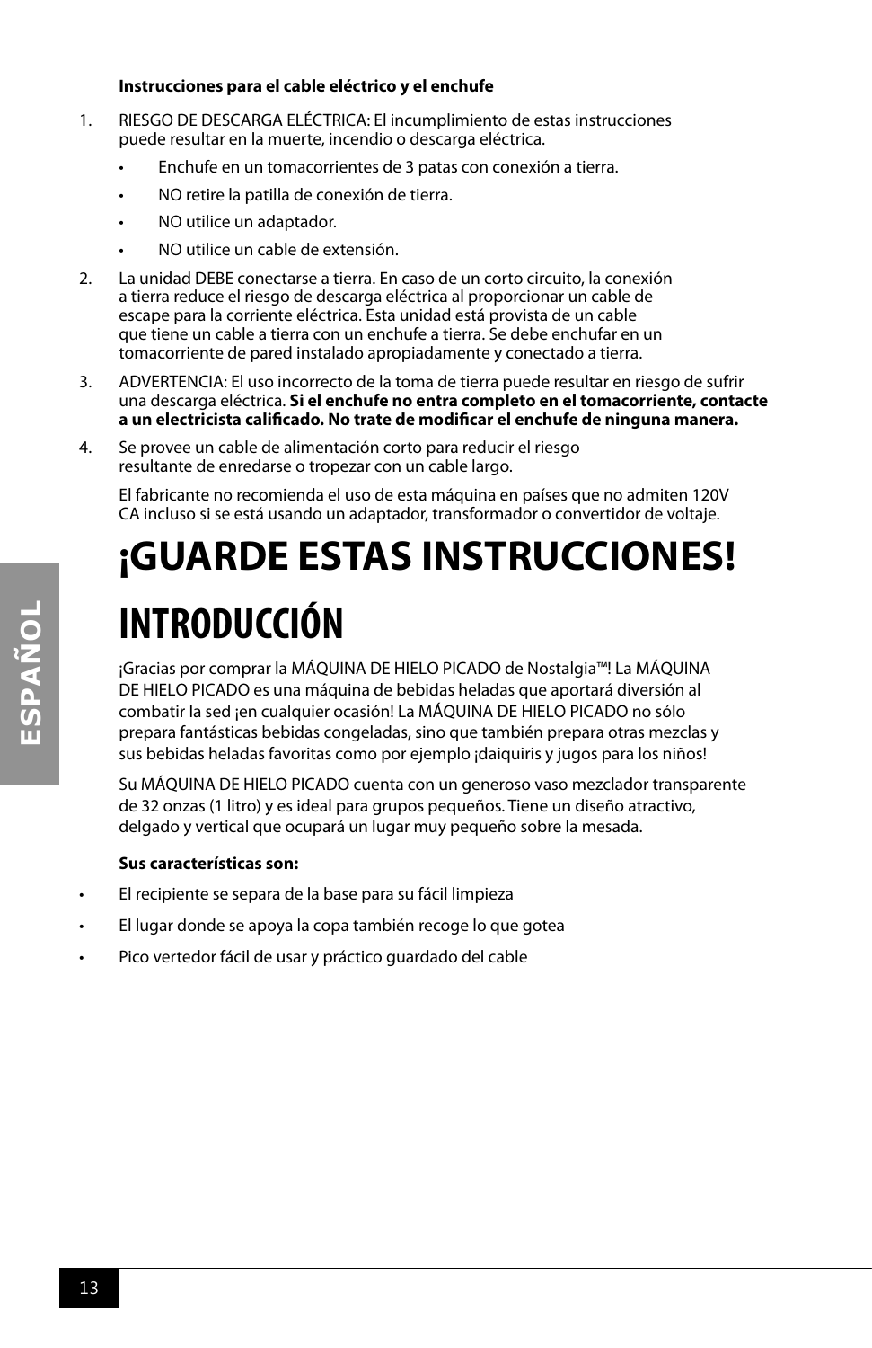**Instrucciones para el cable eléctrico y el enchufe**

1. RIESGO DE DESCARGA ELÉCTRICA: El incumplimiento de estas instrucciones puede resultar en la muerte, incendio o descarga eléctrica.
   - Enchufe en un tomacorrientes de 3 patas con conexión a tierra.
   - NO retire la patilla de conexión de tierra.
   - NO utilice un adaptador.
   - NO utilice un cable de extensión.
2. La unidad DEBE conectarse a tierra. En caso de un corto circuito, la conexión a tierra reduce el riesgo de descarga eléctrica al proporcionar un cable de escape para la corriente eléctrica. Esta unidad está provista de un cable que tiene un cable a tierra con un enchufe a tierra. Se debe enchufar en un tomacorriente de pared instalado apropiadamente y conectado a tierra.
3. ADVERTENCIA: El uso incorrecto de la toma de tierra puede resultar en riesgo de sufrir una descarga eléctrica. **Si el enchufe no entra completo en el tomacorriente, contacte a un electricista calificado. No trate de modificar el enchufe de ninguna manera.**
4. Se provee un cable de alimentación corto para reducir el riesgo resultante de enredarse o tropezar con un cable largo.

   El fabricante no recomienda el uso de esta máquina en países que no admiten 120V CA incluso si se está usando un adaptador, transformador o convertidor de voltaje.

# ¡GUARDE ESTAS INSTRUCCIONES!

# INTRODUCCIÓN

¡Gracias por comprar la MÁQUINA DE HIELO PICADO de Nostalgia™! La MÁQUINA DE HIELO PICADO es una máquina de bebidas heladas que aportará diversión al combatir la sed ¡en cualquier ocasión! La MÁQUINA DE HIELO PICADO no sólo prepara fantásticas bebidas congeladas, sino que también prepara otras mezclas y sus bebidas heladas favoritas como por ejemplo ¡daiquiris y jugos para los niños!

Su MÁQUINA DE HIELO PICADO cuenta con un generoso vaso mezclador transparente de 32 onzas (1 litro) y es ideal para grupos pequeños. Tiene un diseño atractivo, delgado y vertical que ocupará un lugar muy pequeño sobre la mesada.

**Sus características son:**

- El recipiente se separa de la base para su fácil limpieza
- El lugar donde se apoya la copa también recoge lo que gotea
- Pico vertedor fácil de usar y práctico guardado del cable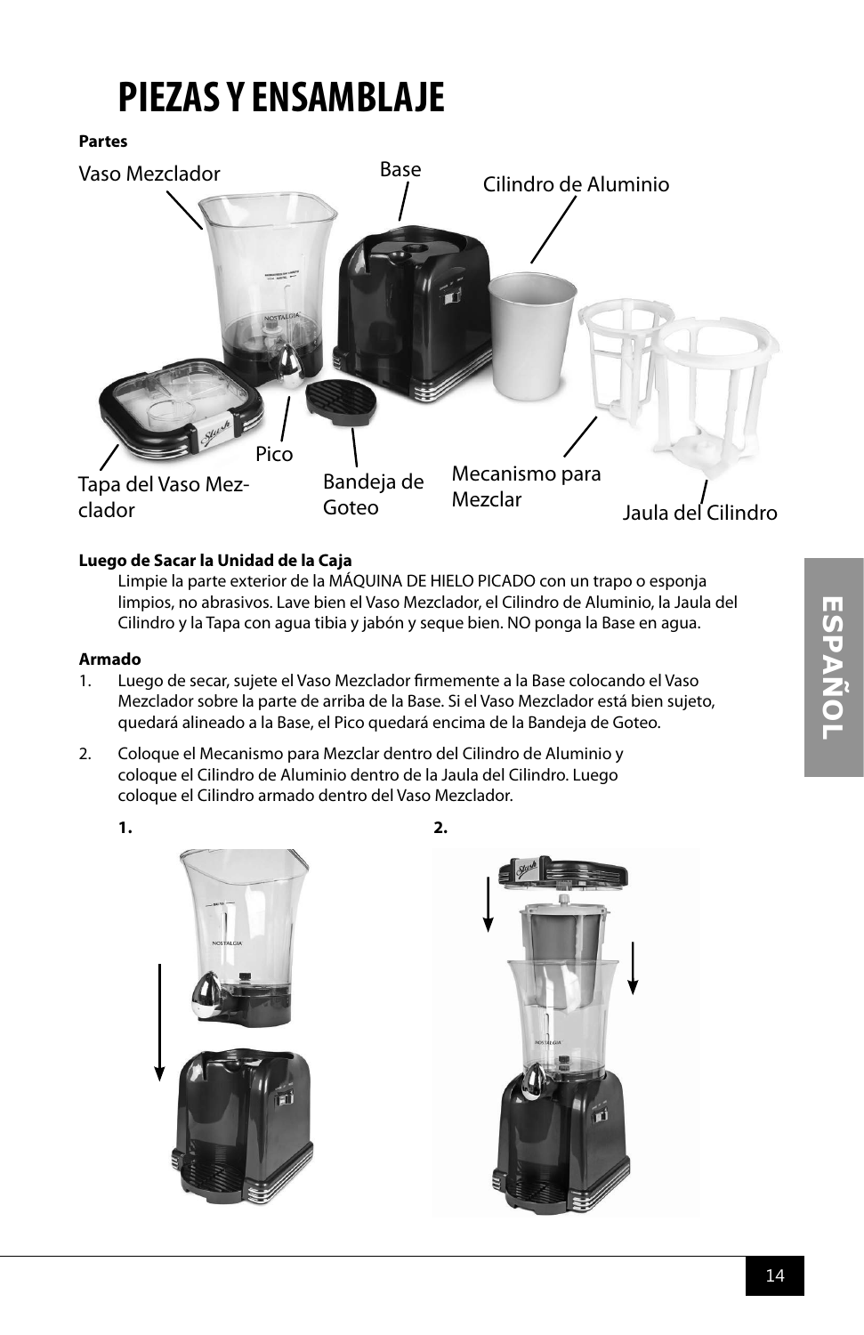# PIEZAS Y ENSAMBLAJE

**Partes**

Vaso Mezclador

Base

Cilindro de Aluminio

Pico

Tapa del Vaso Mezclador

Bandeja de Goteo

Mecanismo para Mezclar

Jaula del Cilindro

**Luego de Sacar la Unidad de la Caja**

Limpie la parte exterior de la MÁQUINA DE HIELO PICADO con un trapo o esponja limpios, no abrasivos. Lave bien el Vaso Mezclador, el Cilindro de Aluminio, la Jaula del Cilindro y la Tapa con agua tibia y jabón y seque bien. NO ponga la Base en agua.

**Armado**

1. Luego de secar, sujete el Vaso Mezclador firmemente a la Base colocando el Vaso Mezclador sobre la parte de arriba de la Base. Si el Vaso Mezclador está bien sujeto, quedará alineado a la Base, el Pico quedará encima de la Bandeja de Goteo.
2. Coloque el Mecanismo para Mezclar dentro del Cilindro de Aluminio y coloque el Cilindro de Aluminio dentro de la Jaula del Cilindro. Luego coloque el Cilindro armado dentro del Vaso Mezclador.

**1.**

**2.**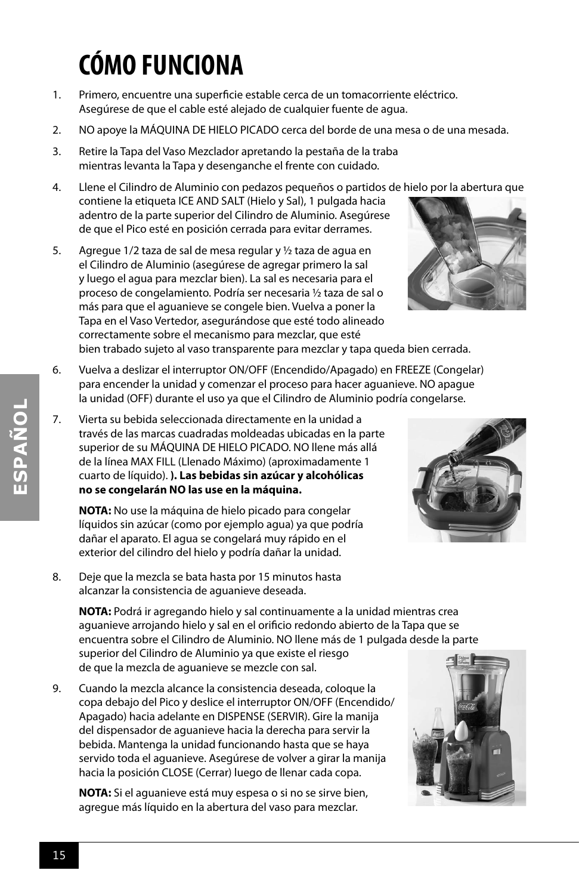# CÓMO FUNCIONA

1. Primero, encuentre una superficie estable cerca de un tomacorriente eléctrico. Asegúrese de que el cable esté alejado de cualquier fuente de agua.

2. NO apoye la MÁQUINA DE HIELO PICADO cerca del borde de una mesa o de una mesada.

3. Retire la Tapa del Vaso Mezclador apretando la pestaña de la traba mientras levanta la Tapa y desenganche el frente con cuidado.

4. Llene el Cilindro de Aluminio con pedazos pequeños o partidos de hielo por la abertura que contiene la etiqueta ICE AND SALT (Hielo y Sal), 1 pulgada hacia adentro de la parte superior del Cilindro de Aluminio. Asegúrese de que el Pico esté en posición cerrada para evitar derrames.

5. Agregue 1/2 taza de sal de mesa regular y ½ taza de agua en el Cilindro de Aluminio (asegúrese de agregar primero la sal y luego el agua para mezclar bien). La sal es necesaria para el proceso de congelamiento. Podría ser necesaria ½ taza de sal o más para que el aguanieve se congele bien. Vuelva a poner la Tapa en el Vaso Vertedor, asegurándose que esté todo alineado correctamente sobre el mecanismo para mezclar, que esté bien trabado sujeto al vaso transparente para mezclar y tapa queda bien cerrada.

6. Vuelva a deslizar el interruptor ON/OFF (Encendido/Apagado) en FREEZE (Congelar) para encender la unidad y comenzar el proceso para hacer aguanieve. NO apague la unidad (OFF) durante el uso ya que el Cilindro de Aluminio podría congelarse.

7. Vierta su bebida seleccionada directamente en la unidad a través de las marcas cuadradas moldeadas ubicadas en la parte superior de su MÁQUINA DE HIELO PICADO. NO llene más allá de la línea MAX FILL (Llenado Máximo) (aproximadamente 1 cuarto de líquido). **). Las bebidas sin azúcar y alcohólicas no se congelarán NO las use en la máquina.**

   **NOTA:** No use la máquina de hielo picado para congelar líquidos sin azúcar (como por ejemplo agua) ya que podría dañar el aparato. El agua se congelará muy rápido en el exterior del cilindro del hielo y podría dañar la unidad.

8. Deje que la mezcla se bata hasta por 15 minutos hasta alcanzar la consistencia de aguanieve deseada.

   **NOTA:** Podrá ir agregando hielo y sal continuamente a la unidad mientras crea aguanieve arrojando hielo y sal en el orificio redondo abierto de la Tapa que se encuentra sobre el Cilindro de Aluminio. NO llene más de 1 pulgada desde la parte superior del Cilindro de Aluminio ya que existe el riesgo de que la mezcla de aguanieve se mezcle con sal.

9. Cuando la mezcla alcance la consistencia deseada, coloque la copa debajo del Pico y deslice el interruptor ON/OFF (Encendido/Apagado) hacia adelante en DISPENSE (SERVIR). Gire la manija del dispensador de aguanieve hacia la derecha para servir la bebida. Mantenga la unidad funcionando hasta que se haya servido toda el aguanieve. Asegúrese de volver a girar la manija hacia la posición CLOSE (Cerrar) luego de llenar cada copa.

   **NOTA:** Si el aguanieve está muy espesa o si no se sirve bien, agregue más líquido en la abertura del vaso para mezclar.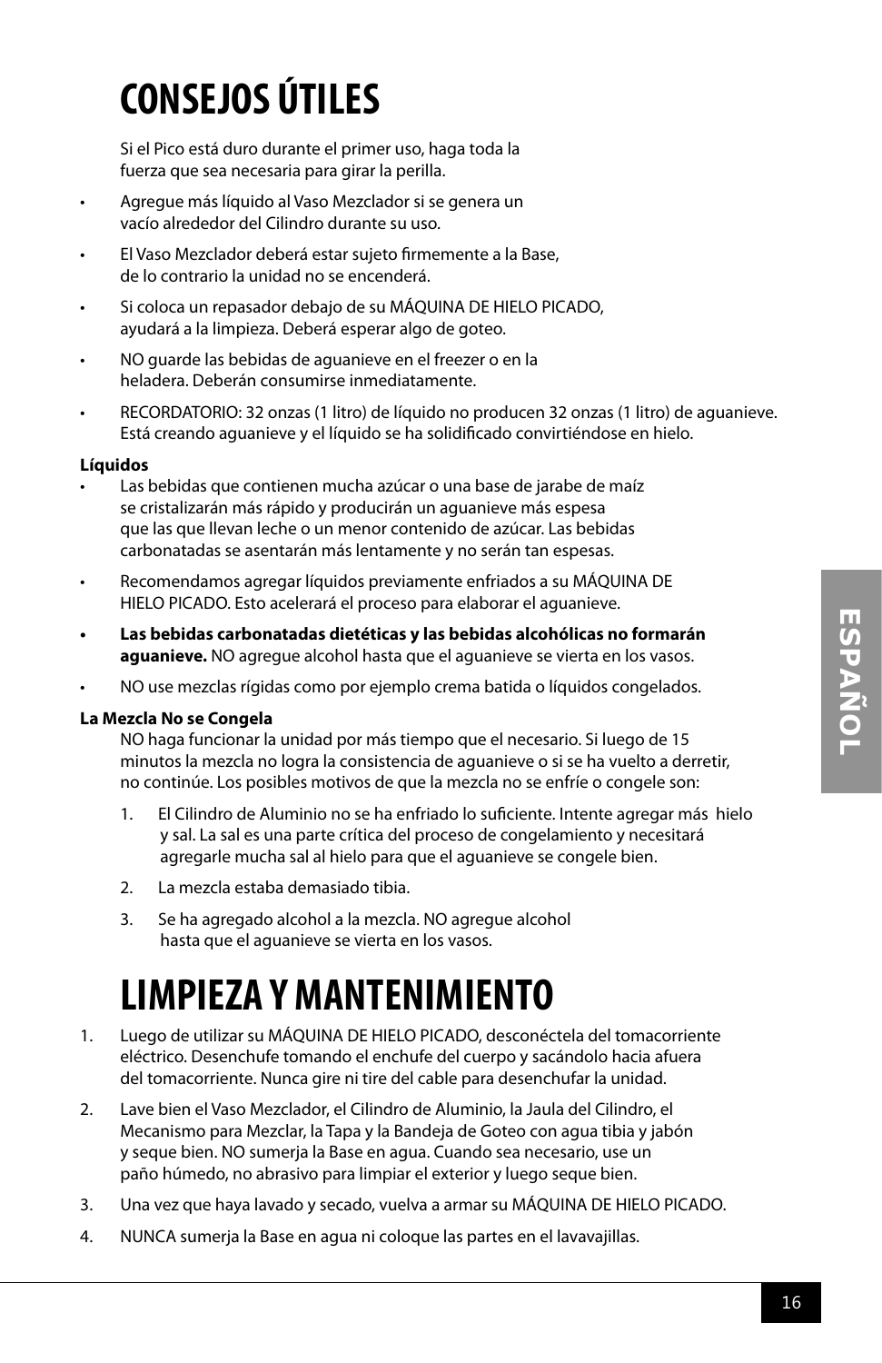# CONSEJOS ÚTILES

Si el Pico está duro durante el primer uso, haga toda la fuerza que sea necesaria para girar la perilla.

- Agregue más líquido al Vaso Mezclador si se genera un vacío alrededor del Cilindro durante su uso.
- El Vaso Mezclador deberá estar sujeto firmemente a la Base, de lo contrario la unidad no se encenderá.
- Si coloca un repasador debajo de su MÁQUINA DE HIELO PICADO, ayudará a la limpieza. Deberá esperar algo de goteo.
- NO guarde las bebidas de aguanieve en el freezer o en la heladera. Deberán consumirse inmediatamente.
- RECORDATORIO: 32 onzas (1 litro) de líquido no producen 32 onzas (1 litro) de aguanieve. Está creando aguanieve y el líquido se ha solidificado convirtiéndose en hielo.

**Líquidos**

- Las bebidas que contienen mucha azúcar o una base de jarabe de maíz se cristalizarán más rápido y producirán un aguanieve más espesa que las que llevan leche o un menor contenido de azúcar. Las bebidas carbonatadas se asentarán más lentamente y no serán tan espesas.
- Recomendamos agregar líquidos previamente enfriados a su MÁQUINA DE HIELO PICADO. Esto acelerará el proceso para elaborar el aguanieve.
- **Las bebidas carbonatadas dietéticas y las bebidas alcohólicas no formarán aguanieve.** NO agregue alcohol hasta que el aguanieve se vierta en los vasos.
- NO use mezclas rígidas como por ejemplo crema batida o líquidos congelados.

**La Mezcla No se Congela**

NO haga funcionar la unidad por más tiempo que el necesario. Si luego de 15 minutos la mezcla no logra la consistencia de aguanieve o si se ha vuelto a derretir, no continúe. Los posibles motivos de que la mezcla no se enfríe o congele son:

1. El Cilindro de Aluminio no se ha enfriado lo suficiente. Intente agregar más hielo y sal. La sal es una parte crítica del proceso de congelamiento y necesitará agregarle mucha sal al hielo para que el aguanieve se congele bien.
2. La mezcla estaba demasiado tibia.
3. Se ha agregado alcohol a la mezcla. NO agregue alcohol hasta que el aguanieve se vierta en los vasos.

# LIMPIEZA Y MANTENIMIENTO

1. Luego de utilizar su MÁQUINA DE HIELO PICADO, desconéctela del tomacorriente eléctrico. Desenchufe tomando el enchufe del cuerpo y sacándolo hacia afuera del tomacorriente. Nunca gire ni tire del cable para desenchufar la unidad.
2. Lave bien el Vaso Mezclador, el Cilindro de Aluminio, la Jaula del Cilindro, el Mecanismo para Mezclar, la Tapa y la Bandeja de Goteo con agua tibia y jabón y seque bien. NO sumerja la Base en agua. Cuando sea necesario, use un paño húmedo, no abrasivo para limpiar el exterior y luego seque bien.
3. Una vez que haya lavado y secado, vuelva a armar su MÁQUINA DE HIELO PICADO.
4. NUNCA sumerja la Base en agua ni coloque las partes en el lavavajillas.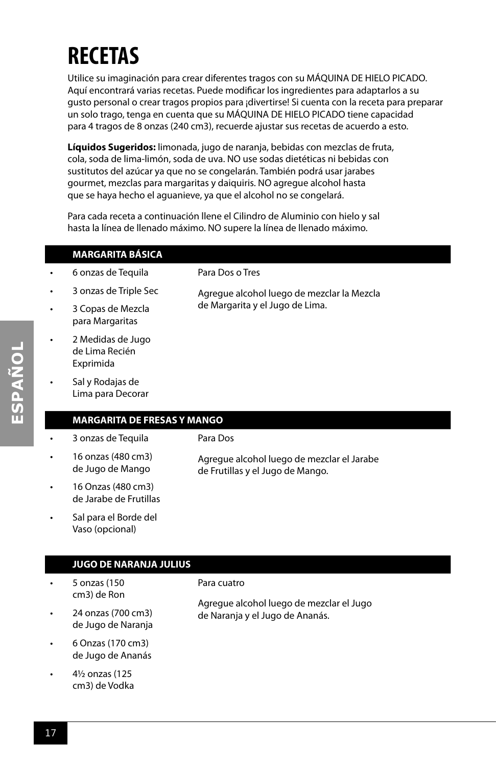# RECETAS

Utilice su imaginación para crear diferentes tragos con su MÁQUINA DE HIELO PICADO. Aquí encontrará varias recetas. Puede modificar los ingredientes para adaptarlos a su gusto personal o crear tragos propios para ¡divertirse! Si cuenta con la receta para preparar un solo trago, tenga en cuenta que su MÁQUINA DE HIELO PICADO tiene capacidad para 4 tragos de 8 onzas (240 cm3), recuerde ajustar sus recetas de acuerdo a esto.

**Líquidos Sugeridos:** limonada, jugo de naranja, bebidas con mezclas de fruta, cola, soda de lima-limón, soda de uva. NO use sodas dietéticas ni bebidas con sustitutos del azúcar ya que no se congelarán. También podrá usar jarabes gourmet, mezclas para margaritas y daiquiris. NO agregue alcohol hasta que se haya hecho el aguanieve, ya que el alcohol no se congelará.

Para cada receta a continuación llene el Cilindro de Aluminio con hielo y sal hasta la línea de llenado máximo. NO supere la línea de llenado máximo.

## MARGARITA BÁSICA

- 6 onzas de Tequila
- 3 onzas de Triple Sec
- 3 Copas de Mezcla para Margaritas
- 2 Medidas de Jugo de Lima Recién Exprimida
- Sal y Rodajas de Lima para Decorar

Para Dos o Tres

Agregue alcohol luego de mezclar la Mezcla de Margarita y el Jugo de Lima.

## MARGARITA DE FRESAS Y MANGO

- 3 onzas de Tequila
- 16 onzas (480 cm3) de Jugo de Mango
- 16 Onzas (480 cm3) de Jarabe de Frutillas
- Sal para el Borde del Vaso (opcional)

Para Dos

Agregue alcohol luego de mezclar el Jarabe de Frutillas y el Jugo de Mango.

## JUGO DE NARANJA JULIUS

- 5 onzas (150 cm3) de Ron
- 24 onzas (700 cm3) de Jugo de Naranja
- 6 Onzas (170 cm3) de Jugo de Ananás
- 4½ onzas (125 cm3) de Vodka

Para cuatro

Agregue alcohol luego de mezclar el Jugo de Naranja y el Jugo de Ananás.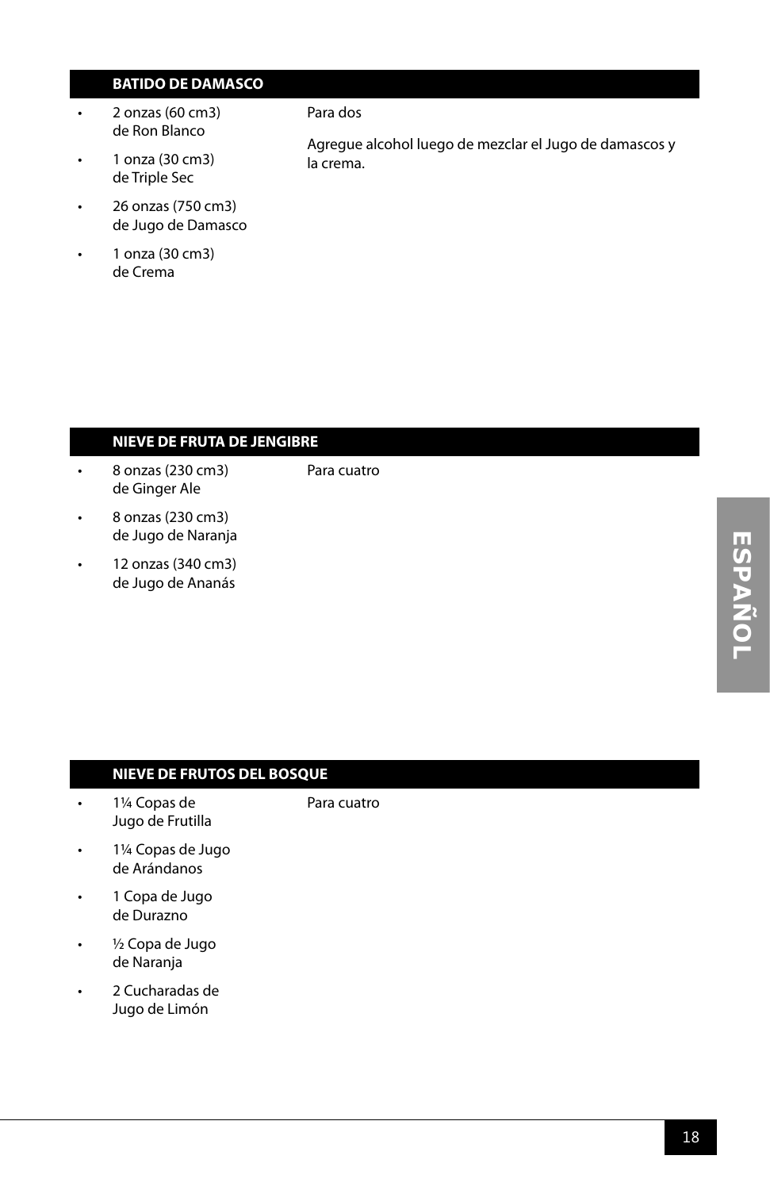## BATIDO DE DAMASCO

- 2 onzas (60 cm3) de Ron Blanco
- 1 onza (30 cm3) de Triple Sec
- 26 onzas (750 cm3) de Jugo de Damasco
- 1 onza (30 cm3) de Crema

Para dos

Agregue alcohol luego de mezclar el Jugo de damascos y la crema.

## NIEVE DE FRUTA DE JENGIBRE

- 8 onzas (230 cm3) de Ginger Ale
- 8 onzas (230 cm3) de Jugo de Naranja
- 12 onzas (340 cm3) de Jugo de Ananás

Para cuatro

## NIEVE DE FRUTOS DEL BOSQUE

- 1¼ Copas de Jugo de Frutilla
- 1¼ Copas de Jugo de Arándanos
- 1 Copa de Jugo de Durazno
- ½ Copa de Jugo de Naranja
- 2 Cucharadas de Jugo de Limón

Para cuatro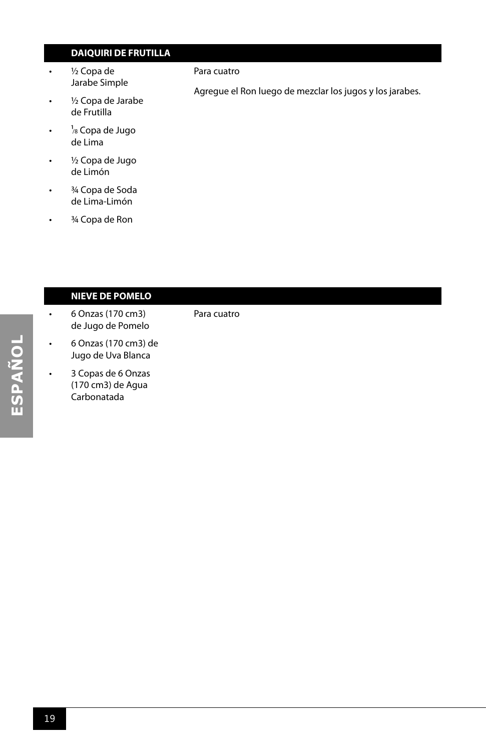## DAIQUIRI DE FRUTILLA

- ½ Copa de Jarabe Simple
- ½ Copa de Jarabe de Frutilla
- ⅛ Copa de Jugo de Lima
- ½ Copa de Jugo de Limón
- ¾ Copa de Soda de Lima-Limón
- ¾ Copa de Ron

Para cuatro

Agregue el Ron luego de mezclar los jugos y los jarabes.

## NIEVE DE POMELO

- 6 Onzas (170 cm3) de Jugo de Pomelo
- 6 Onzas (170 cm3) de Jugo de Uva Blanca
- 3 Copas de 6 Onzas (170 cm3) de Agua Carbonatada

Para cuatro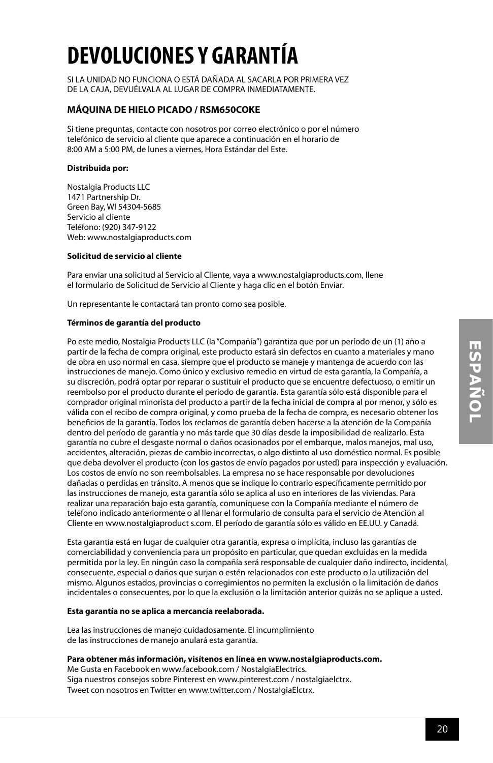# DEVOLUCIONES Y GARANTÍA

SI LA UNIDAD NO FUNCIONA O ESTÁ DAÑADA AL SACARLA POR PRIMERA VEZ DE LA CAJA, DEVUÉLVALA AL LUGAR DE COMPRA INMEDIATAMENTE.

### MÁQUINA DE HIELO PICADO / RSM650COKE

Si tiene preguntas, contacte con nosotros por correo electrónico o por el número telefónico de servicio al cliente que aparece a continuación en el horario de 8:00 AM a 5:00 PM, de lunes a viernes, Hora Estándar del Este.

**Distribuida por:**

Nostalgia Products LLC
1471 Partnership Dr.
Green Bay, WI 54304-5685
Servicio al cliente
Teléfono: (920) 347-9122
Web: www.nostalgiaproducts.com

**Solicitud de servicio al cliente**

Para enviar una solicitud al Servicio al Cliente, vaya a www.nostalgiaproducts.com, llene el formulario de Solicitud de Servicio al Cliente y haga clic en el botón Enviar.

Un representante le contactará tan pronto como sea posible.

**Términos de garantía del producto**

Po este medio, Nostalgia Products LLC (la "Compañía") garantiza que por un período de un (1) año a partir de la fecha de compra original, este producto estará sin defectos en cuanto a materiales y mano de obra en uso normal en casa, siempre que el producto se maneje y mantenga de acuerdo con las instrucciones de manejo. Como único y exclusivo remedio en virtud de esta garantía, la Compañía, a su discreción, podrá optar por reparar o sustituir el producto que se encuentre defectuoso, o emitir un reembolso por el producto durante el período de garantía. Esta garantía sólo está disponible para el comprador original minorista del producto a partir de la fecha inicial de compra al por menor, y sólo es válida con el recibo de compra original, y como prueba de la fecha de compra, es necesario obtener los beneficios de la garantía. Todos los reclamos de garantía deben hacerse a la atención de la Compañía dentro del período de garantía y no más tarde que 30 días desde la imposibilidad de realizarlo. Esta garantía no cubre el desgaste normal o daños ocasionados por el embarque, malos manejos, mal uso, accidentes, alteración, piezas de cambio incorrectas, o algo distinto al uso doméstico normal. Es posible que deba devolver el producto (con los gastos de envío pagados por usted) para inspección y evaluación. Los costos de envío no son reembolsables. La empresa no se hace responsable por devoluciones dañadas o perdidas en tránsito. A menos que se indique lo contrario específicamente permitido por las instrucciones de manejo, esta garantía sólo se aplica al uso en interiores de las viviendas. Para realizar una reparación bajo esta garantía, comuníquese con la Compañía mediante el número de teléfono indicado anteriormente o al llenar el formulario de consulta para el servicio de Atención al Cliente en www.nostalgiaproduct s.com. El período de garantía sólo es válido en EE.UU. y Canadá.

Esta garantía está en lugar de cualquier otra garantía, expresa o implícita, incluso las garantías de comerciabilidad y conveniencia para un propósito en particular, que quedan excluidas en la medida permitida por la ley. En ningún caso la compañía será responsable de cualquier daño indirecto, incidental, consecuente, especial o daños que surjan o estén relacionados con este producto o la utilización del mismo. Algunos estados, provincias o corregimientos no permiten la exclusión o la limitación de daños incidentales o consecuentes, por lo que la exclusión o la limitación anterior quizás no se aplique a usted.

**Esta garantía no se aplica a mercancía reelaborada.**

Lea las instrucciones de manejo cuidadosamente. El incumplimiento de las instrucciones de manejo anulará esta garantía.

**Para obtener más información, visítenos en línea en www.nostalgiaproducts.com.**
Me Gusta en Facebook en www.facebook.com / NostalgiaElectrics.
Siga nuestros consejos sobre Pinterest en www.pinterest.com / nostalgiaelctrx.
Tweet con nosotros en Twitter en www.twitter.com / NostalgiaElctrx.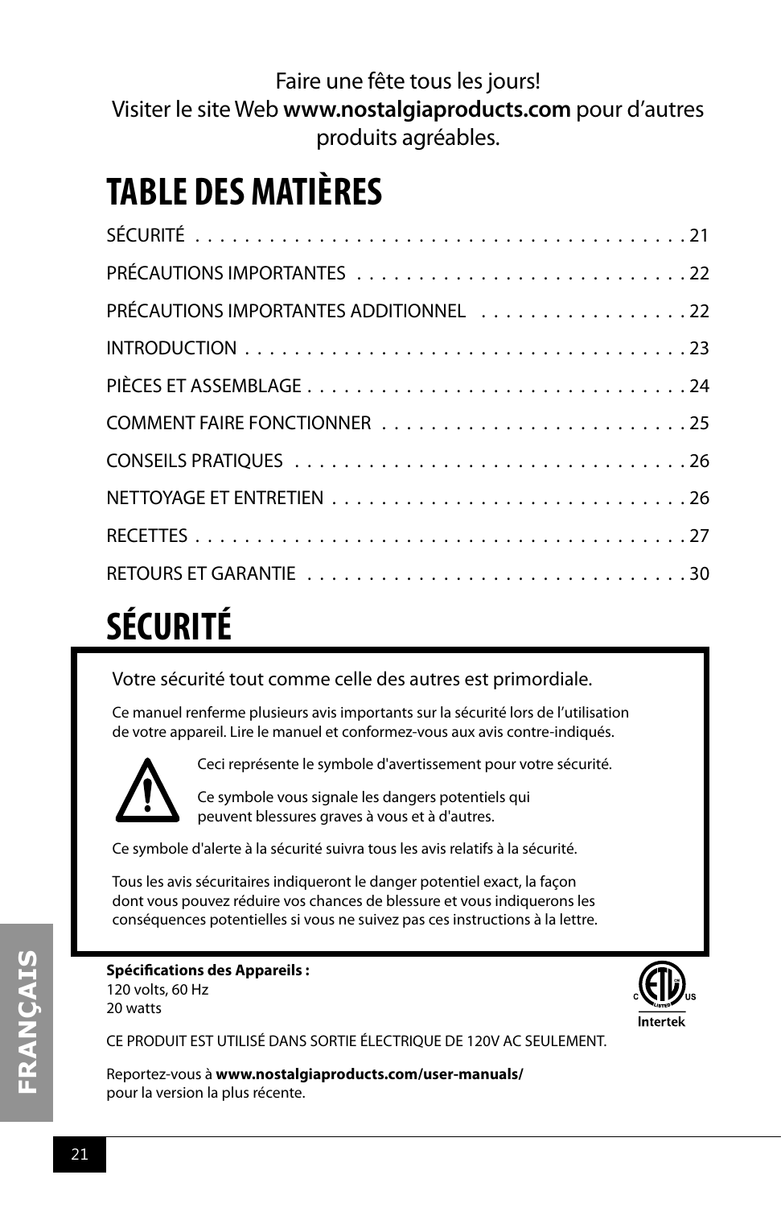Faire une fête tous les jours!
Visiter le site Web **www.nostalgiaproducts.com** pour d'autres produits agréables.

# TABLE DES MATIÈRES

SÉCURITÉ . . . . . . . . . . . . . . . . . . . . . . . . . . . . . . . . . . . . . . . . 21
PRÉCAUTIONS IMPORTANTES . . . . . . . . . . . . . . . . . . . . . . . . . . 22
PRÉCAUTIONS IMPORTANTES ADDITIONNEL . . . . . . . . . . . . . . . . . 22
INTRODUCTION . . . . . . . . . . . . . . . . . . . . . . . . . . . . . . . . . . . . 23
PIÈCES ET ASSEMBLAGE . . . . . . . . . . . . . . . . . . . . . . . . . . . . . . 24
COMMENT FAIRE FONCTIONNER . . . . . . . . . . . . . . . . . . . . . . . . 25
CONSEILS PRATIQUES . . . . . . . . . . . . . . . . . . . . . . . . . . . . . . . 26
NETTOYAGE ET ENTRETIEN . . . . . . . . . . . . . . . . . . . . . . . . . . . . 26
RECETTES . . . . . . . . . . . . . . . . . . . . . . . . . . . . . . . . . . . . . . . 27
RETOURS ET GARANTIE . . . . . . . . . . . . . . . . . . . . . . . . . . . . . . 30

# SÉCURITÉ

Votre sécurité tout comme celle des autres est primordiale.

Ce manuel renferme plusieurs avis importants sur la sécurité lors de l'utilisation de votre appareil. Lire le manuel et conformez-vous aux avis contre-indiqués.

Ceci représente le symbole d'avertissement pour votre sécurité.

Ce symbole vous signale les dangers potentiels qui peuvent blessures graves à vous et à d'autres.

Ce symbole d'alerte à la sécurité suivra tous les avis relatifs à la sécurité.

Tous les avis sécuritaires indiqueront le danger potentiel exact, la façon dont vous pouvez réduire vos chances de blessure et vous indiquerons les conséquences potentielles si vous ne suivez pas ces instructions à la lettre.

**Spécifications des Appareils :**
120 volts, 60 Hz
20 watts

CE PRODUIT EST UTILISÉ DANS SORTIE ÉLECTRIQUE DE 120V AC SEULEMENT.

Reportez-vous à **www.nostalgiaproducts.com/user-manuals/** pour la version la plus récente.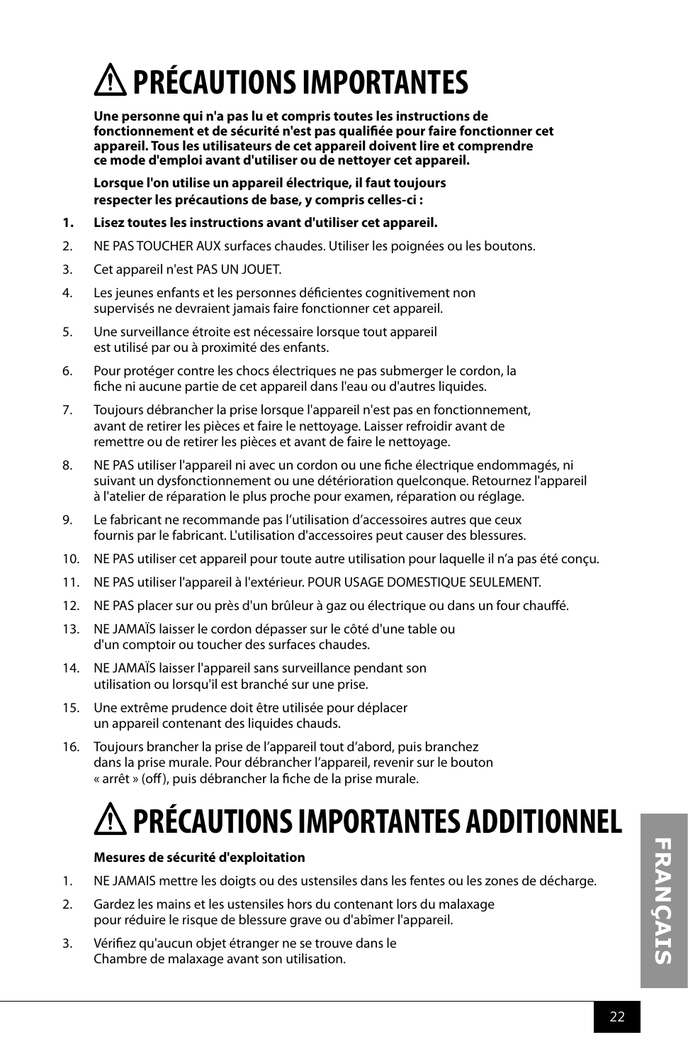# ⚠ PRÉCAUTIONS IMPORTANTES

**Une personne qui n'a pas lu et compris toutes les instructions de fonctionnement et de sécurité n'est pas qualifiée pour faire fonctionner cet appareil. Tous les utilisateurs de cet appareil doivent lire et comprendre ce mode d'emploi avant d'utiliser ou de nettoyer cet appareil.**

**Lorsque l'on utilise un appareil électrique, il faut toujours respecter les précautions de base, y compris celles-ci :**

1. **Lisez toutes les instructions avant d'utiliser cet appareil.**
2. NE PAS TOUCHER AUX surfaces chaudes. Utiliser les poignées ou les boutons.
3. Cet appareil n'est PAS UN JOUET.
4. Les jeunes enfants et les personnes déficientes cognitivement non supervisés ne devraient jamais faire fonctionner cet appareil.
5. Une surveillance étroite est nécessaire lorsque tout appareil est utilisé par ou à proximité des enfants.
6. Pour protéger contre les chocs électriques ne pas submerger le cordon, la fiche ni aucune partie de cet appareil dans l'eau ou d'autres liquides.
7. Toujours débrancher la prise lorsque l'appareil n'est pas en fonctionnement, avant de retirer les pièces et faire le nettoyage. Laisser refroidir avant de remettre ou de retirer les pièces et avant de faire le nettoyage.
8. NE PAS utiliser l'appareil ni avec un cordon ou une fiche électrique endommagés, ni suivant un dysfonctionnement ou une détérioration quelconque. Retournez l'appareil à l'atelier de réparation le plus proche pour examen, réparation ou réglage.
9. Le fabricant ne recommande pas l'utilisation d'accessoires autres que ceux fournis par le fabricant. L'utilisation d'accessoires peut causer des blessures.
10. NE PAS utiliser cet appareil pour toute autre utilisation pour laquelle il n'a pas été conçu.
11. NE PAS utiliser l'appareil à l'extérieur. POUR USAGE DOMESTIQUE SEULEMENT.
12. NE PAS placer sur ou près d'un brûleur à gaz ou électrique ou dans un four chauffé.
13. NE JAMAÏS laisser le cordon dépasser sur le côté d'une table ou d'un comptoir ou toucher des surfaces chaudes.
14. NE JAMAÏS laisser l'appareil sans surveillance pendant son utilisation ou lorsqu'il est branché sur une prise.
15. Une extrême prudence doit être utilisée pour déplacer un appareil contenant des liquides chauds.
16. Toujours brancher la prise de l'appareil tout d'abord, puis branchez dans la prise murale. Pour débrancher l'appareil, revenir sur le bouton « arrêt » (off), puis débrancher la fiche de la prise murale.

# ⚠ PRÉCAUTIONS IMPORTANTES ADDITIONNEL

**Mesures de sécurité d'exploitation**

1. NE JAMAIS mettre les doigts ou des ustensiles dans les fentes ou les zones de décharge.
2. Gardez les mains et les ustensiles hors du contenant lors du malaxage pour réduire le risque de blessure grave ou d'abîmer l'appareil.
3. Vérifiez qu'aucun objet étranger ne se trouve dans le Chambre de malaxage avant son utilisation.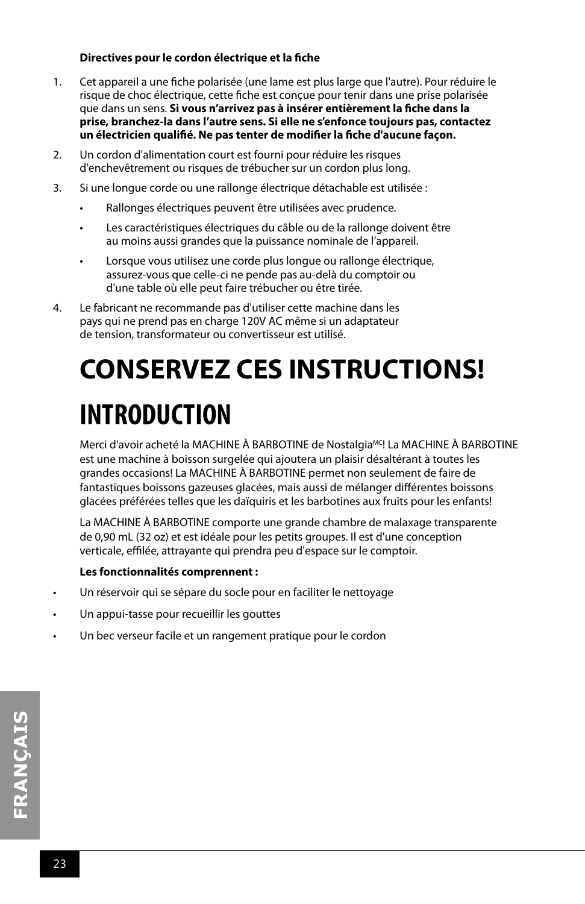**Directives pour le cordon électrique et la fiche**

1. Cet appareil a une fiche polarisée (une lame est plus large que l'autre). Pour réduire le risque de choc électrique, cette fiche est conçue pour tenir dans une prise polarisée que dans un sens. **Si vous n'arrivez pas à insérer entièrement la fiche dans la prise, branchez-la dans l'autre sens. Si elle ne s'enfonce toujours pas, contactez un électricien qualifié. Ne pas tenter de modifier la fiche d'aucune façon.**
2. Un cordon d'alimentation court est fourni pour réduire les risques d'enchevêtrement ou risques de trébucher sur un cordon plus long.
3. Si une longue corde ou une rallonge électrique détachable est utilisée :
   - Rallonges électriques peuvent être utilisées avec prudence.
   - Les caractéristiques électriques du câble ou de la rallonge doivent être au moins aussi grandes que la puissance nominale de l'appareil.
   - Lorsque vous utilisez une corde plus longue ou rallonge électrique, assurez-vous que celle-ci ne pende pas au-delà du comptoir ou d'une table où elle peut faire trébucher ou être tirée.
4. Le fabricant ne recommande pas d'utiliser cette machine dans les pays qui ne prend pas en charge 120V AC même si un adaptateur de tension, transformateur ou convertisseur est utilisé.

# CONSERVEZ CES INSTRUCTIONS!

# INTRODUCTION

Merci d'avoir acheté la MACHINE À BARBOTINE de Nostalgia[MC]! La MACHINE À BARBOTINE est une machine à boisson surgelée qui ajoutera un plaisir désaltérant à toutes les grandes occasions! La MACHINE À BARBOTINE permet non seulement de faire de fantastiques boissons gazeuses glacées, mais aussi de mélanger différentes boissons glacées préférées telles que les daïquiris et les barbotines aux fruits pour les enfants!

La MACHINE À BARBOTINE comporte une grande chambre de malaxage transparente de 0,90 mL (32 oz) et est idéale pour les petits groupes. Il est d'une conception verticale, effilée, attrayante qui prendra peu d'espace sur le comptoir.

**Les fonctionnalités comprennent :**

- Un réservoir qui se sépare du socle pour en faciliter le nettoyage
- Un appui-tasse pour recueillir les gouttes
- Un bec verseur facile et un rangement pratique pour le cordon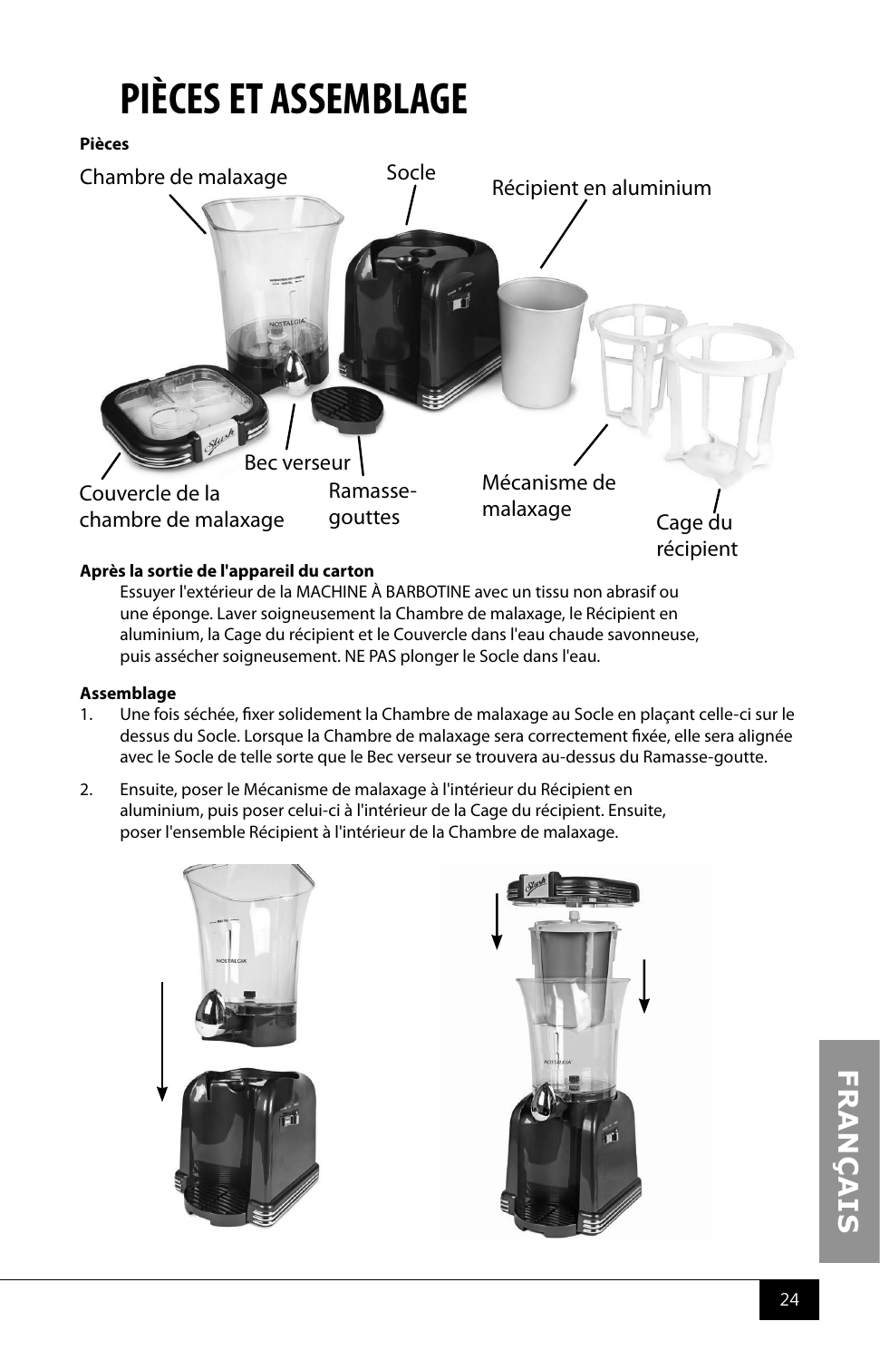# PIÈCES ET ASSEMBLAGE

**Pièces**

Chambre de malaxage
Socle
Récipient en aluminium
Bec verseur
Couvercle de la chambre de malaxage
Ramasse-gouttes
Mécanisme de malaxage
Cage du récipient

**Après la sortie de l'appareil du carton**

Essuyer l'extérieur de la MACHINE À BARBOTINE avec un tissu non abrasif ou une éponge. Laver soigneusement la Chambre de malaxage, le Récipient en aluminium, la Cage du récipient et le Couvercle dans l'eau chaude savonneuse, puis assécher soigneusement. NE PAS plonger le Socle dans l'eau.

**Assemblage**

1. Une fois séchée, fixer solidement la Chambre de malaxage au Socle en plaçant celle-ci sur le dessus du Socle. Lorsque la Chambre de malaxage sera correctement fixée, elle sera alignée avec le Socle de telle sorte que le Bec verseur se trouvera au-dessus du Ramasse-goutte.
2. Ensuite, poser le Mécanisme de malaxage à l'intérieur du Récipient en aluminium, puis poser celui-ci à l'intérieur de la Cage du récipient. Ensuite, poser l'ensemble Récipient à l'intérieur de la Chambre de malaxage.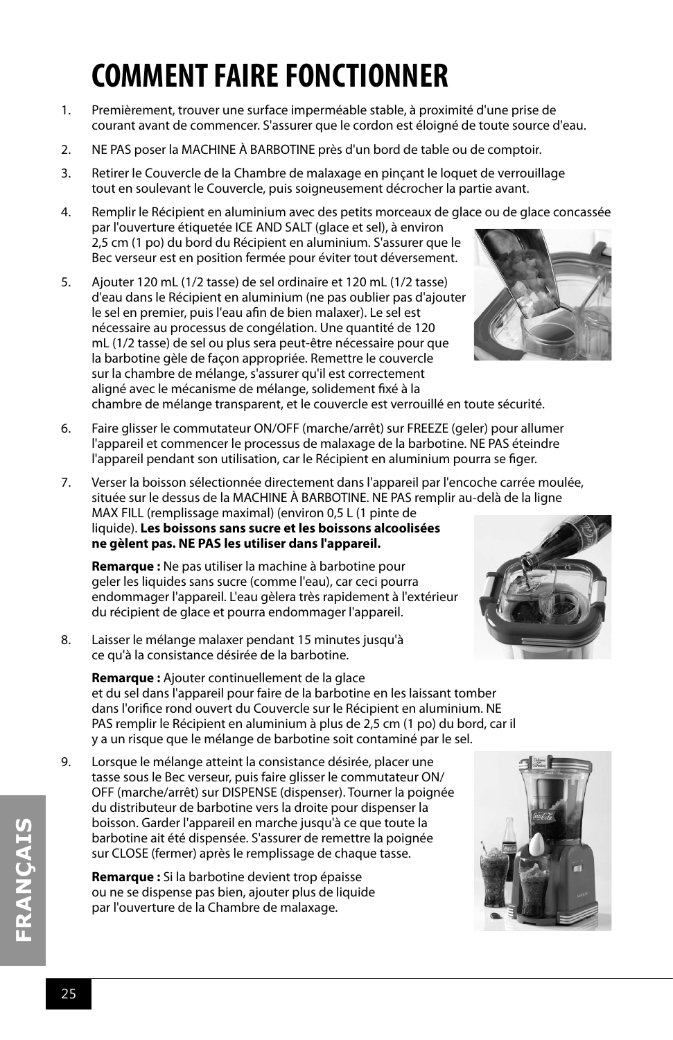# COMMENT FAIRE FONCTIONNER

1. Premièrement, trouver une surface imperméable stable, à proximité d'une prise de courant avant de commencer. S'assurer que le cordon est éloigné de toute source d'eau.

2. NE PAS poser la MACHINE À BARBOTINE près d'un bord de table ou de comptoir.

3. Retirer le Couvercle de la Chambre de malaxage en pinçant le loquet de verrouillage tout en soulevant le Couvercle, puis soigneusement décrocher la partie avant.

4. Remplir le Récipient en aluminium avec des petits morceaux de glace ou de glace concassée par l'ouverture étiquetée ICE AND SALT (glace et sel), à environ 2,5 cm (1 po) du bord du Récipient en aluminium. S'assurer que le Bec verseur est en position fermée pour éviter tout déversement.

5. Ajouter 120 mL (1/2 tasse) de sel ordinaire et 120 mL (1/2 tasse) d'eau dans le Récipient en aluminium (ne pas oublier pas d'ajouter le sel en premier, puis l'eau afin de bien malaxer). Le sel est nécessaire au processus de congélation. Une quantité de 120 mL (1/2 tasse) de sel ou plus sera peut-être nécessaire pour que la barbotine gèle de façon appropriée. Remettre le couvercle sur la chambre de mélange, s'assurer qu'il est correctement aligné avec le mécanisme de mélange, solidement fixé à la chambre de mélange transparent, et le couvercle est verrouillé en toute sécurité.

6. Faire glisser le commutateur ON/OFF (marche/arrêt) sur FREEZE (geler) pour allumer l'appareil et commencer le processus de malaxage de la barbotine. NE PAS éteindre l'appareil pendant son utilisation, car le Récipient en aluminium pourra se figer.

7. Verser la boisson sélectionnée directement dans l'appareil par l'encoche carrée moulée, située sur le dessus de la MACHINE À BARBOTINE. NE PAS remplir au-delà de la ligne MAX FILL (remplissage maximal) (environ 0,5 L (1 pinte de liquide). **Les boissons sans sucre et les boissons alcoolisées ne gèlent pas. NE PAS les utiliser dans l'appareil.**

   **Remarque :** Ne pas utiliser la machine à barbotine pour geler les liquides sans sucre (comme l'eau), car ceci pourra endommager l'appareil. L'eau gèlera très rapidement à l'extérieur du récipient de glace et pourra endommager l'appareil.

8. Laisser le mélange malaxer pendant 15 minutes jusqu'à ce qu'à la consistance désirée de la barbotine.

   **Remarque :** Ajouter continuellement de la glace et du sel dans l'appareil pour faire de la barbotine en les laissant tomber dans l'orifice rond ouvert du Couvercle sur le Récipient en aluminium. NE PAS remplir le Récipient en aluminium à plus de 2,5 cm (1 po) du bord, car il y a un risque que le mélange de barbotine soit contaminé par le sel.

9. Lorsque le mélange atteint la consistance désirée, placer une tasse sous le Bec verseur, puis faire glisser le commutateur ON/OFF (marche/arrêt) sur DISPENSE (dispenser). Tourner la poignée du distributeur de barbotine vers la droite pour dispenser la boisson. Garder l'appareil en marche jusqu'à ce que toute la barbotine ait été dispensée. S'assurer de remettre la poignée sur CLOSE (fermer) après le remplissage de chaque tasse.

   **Remarque :** Si la barbotine devient trop épaisse ou ne se dispense pas bien, ajouter plus de liquide par l'ouverture de la Chambre de malaxage.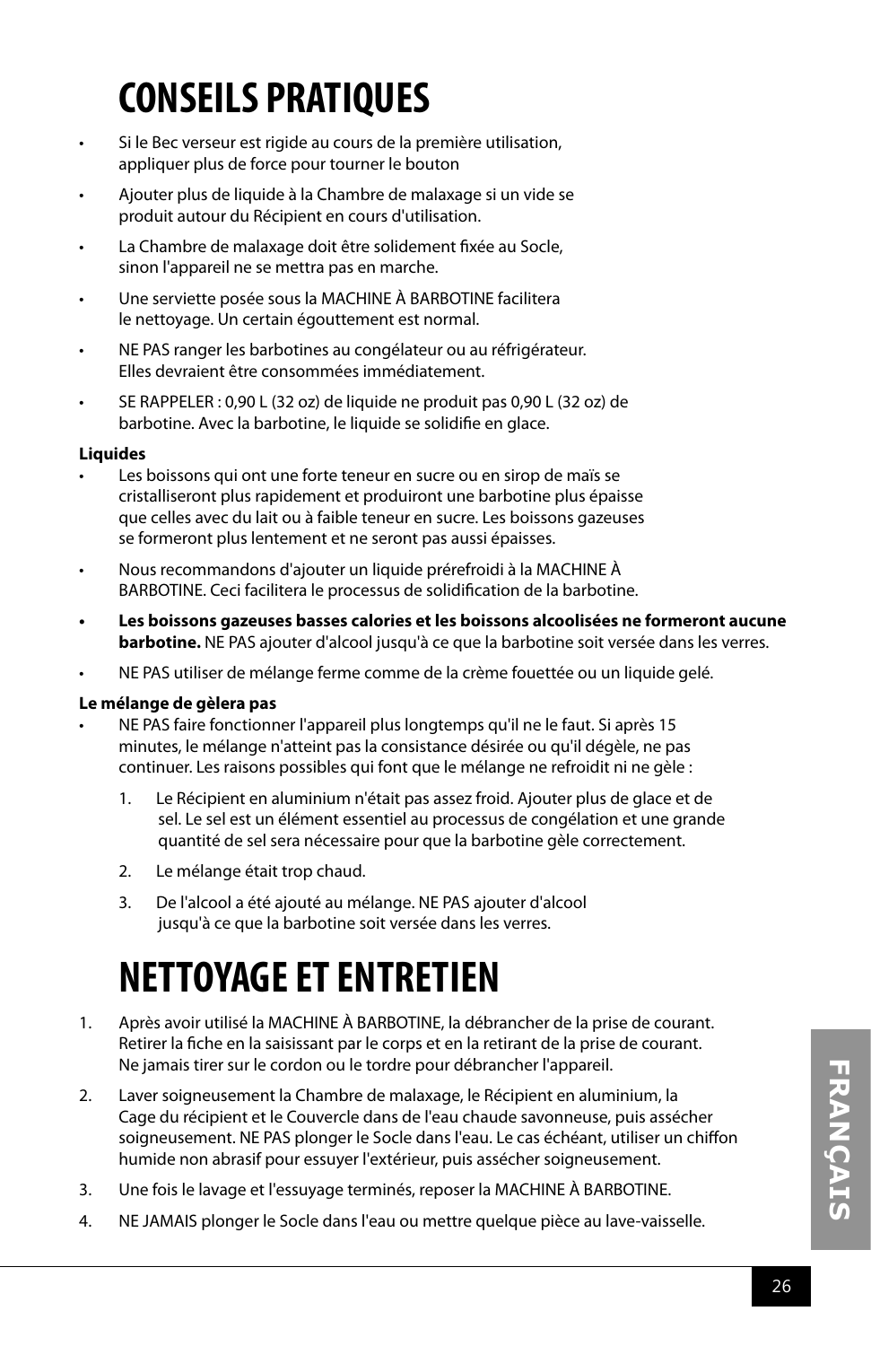# CONSEILS PRATIQUES

- Si le Bec verseur est rigide au cours de la première utilisation, appliquer plus de force pour tourner le bouton
- Ajouter plus de liquide à la Chambre de malaxage si un vide se produit autour du Récipient en cours d'utilisation.
- La Chambre de malaxage doit être solidement fixée au Socle, sinon l'appareil ne se mettra pas en marche.
- Une serviette posée sous la MACHINE À BARBOTINE facilitera le nettoyage. Un certain égouttement est normal.
- NE PAS ranger les barbotines au congélateur ou au réfrigérateur. Elles devraient être consommées immédiatement.
- SE RAPPELER : 0,90 L (32 oz) de liquide ne produit pas 0,90 L (32 oz) de barbotine. Avec la barbotine, le liquide se solidifie en glace.

**Liquides**

- Les boissons qui ont une forte teneur en sucre ou en sirop de maïs se cristalliseront plus rapidement et produiront une barbotine plus épaisse que celles avec du lait ou à faible teneur en sucre. Les boissons gazeuses se formeront plus lentement et ne seront pas aussi épaisses.
- Nous recommandons d'ajouter un liquide prérefroidi à la MACHINE À BARBOTINE. Ceci facilitera le processus de solidification de la barbotine.
- **Les boissons gazeuses basses calories et les boissons alcoolisées ne formeront aucune barbotine.** NE PAS ajouter d'alcool jusqu'à ce que la barbotine soit versée dans les verres.
- NE PAS utiliser de mélange ferme comme de la crème fouettée ou un liquide gelé.

**Le mélange de gèlera pas**

- NE PAS faire fonctionner l'appareil plus longtemps qu'il ne le faut. Si après 15 minutes, le mélange n'atteint pas la consistance désirée ou qu'il dégèle, ne pas continuer. Les raisons possibles qui font que le mélange ne refroidit ni ne gèle :
  1. Le Récipient en aluminium n'était pas assez froid. Ajouter plus de glace et de sel. Le sel est un élément essentiel au processus de congélation et une grande quantité de sel sera nécessaire pour que la barbotine gèle correctement.
  2. Le mélange était trop chaud.
  3. De l'alcool a été ajouté au mélange. NE PAS ajouter d'alcool jusqu'à ce que la barbotine soit versée dans les verres.

# NETTOYAGE ET ENTRETIEN

1. Après avoir utilisé la MACHINE À BARBOTINE, la débrancher de la prise de courant. Retirer la fiche en la saisissant par le corps et en la retirant de la prise de courant. Ne jamais tirer sur le cordon ou le tordre pour débrancher l'appareil.
2. Laver soigneusement la Chambre de malaxage, le Récipient en aluminium, la Cage du récipient et le Couvercle dans de l'eau chaude savonneuse, puis assécher soigneusement. NE PAS plonger le Socle dans l'eau. Le cas échéant, utiliser un chiffon humide non abrasif pour essuyer l'extérieur, puis assécher soigneusement.
3. Une fois le lavage et l'essuyage terminés, reposer la MACHINE À BARBOTINE.
4. NE JAMAIS plonger le Socle dans l'eau ou mettre quelque pièce au lave-vaisselle.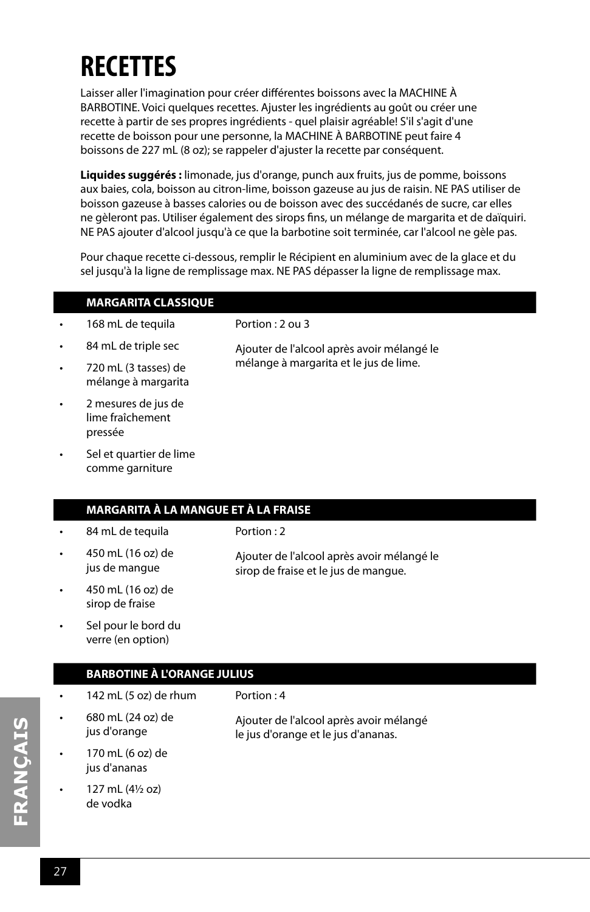# RECETTES

Laisser aller l'imagination pour créer différentes boissons avec la MACHINE À BARBOTINE. Voici quelques recettes. Ajuster les ingrédients au goût ou créer une recette à partir de ses propres ingrédients - quel plaisir agréable! S'il s'agit d'une recette de boisson pour une personne, la MACHINE À BARBOTINE peut faire 4 boissons de 227 mL (8 oz); se rappeler d'ajuster la recette par conséquent.

**Liquides suggérés :** limonade, jus d'orange, punch aux fruits, jus de pomme, boissons aux baies, cola, boisson au citron-lime, boisson gazeuse au jus de raisin. NE PAS utiliser de boisson gazeuse à basses calories ou de boisson avec des succédanés de sucre, car elles ne gèleront pas. Utiliser également des sirops fins, un mélange de margarita et de daïquiri. NE PAS ajouter d'alcool jusqu'à ce que la barbotine soit terminée, car l'alcool ne gèle pas.

Pour chaque recette ci-dessous, remplir le Récipient en aluminium avec de la glace et du sel jusqu'à la ligne de remplissage max. NE PAS dépasser la ligne de remplissage max.

## MARGARITA CLASSIQUE

- 168 mL de tequila
- 84 mL de triple sec
- 720 mL (3 tasses) de mélange à margarita
- 2 mesures de jus de lime fraîchement pressée
- Sel et quartier de lime comme garniture

Portion : 2 ou 3

Ajouter de l'alcool après avoir mélangé le mélange à margarita et le jus de lime.

## MARGARITA À LA MANGUE ET À LA FRAISE

- 84 mL de tequila
- 450 mL (16 oz) de jus de mangue
- 450 mL (16 oz) de sirop de fraise
- Sel pour le bord du verre (en option)

Portion : 2

Ajouter de l'alcool après avoir mélangé le sirop de fraise et le jus de mangue.

## BARBOTINE À L'ORANGE JULIUS

- 142 mL (5 oz) de rhum
- 680 mL (24 oz) de jus d'orange
- 170 mL (6 oz) de jus d'ananas
- 127 mL (4½ oz) de vodka

Portion : 4

Ajouter de l'alcool après avoir mélangé le jus d'orange et le jus d'ananas.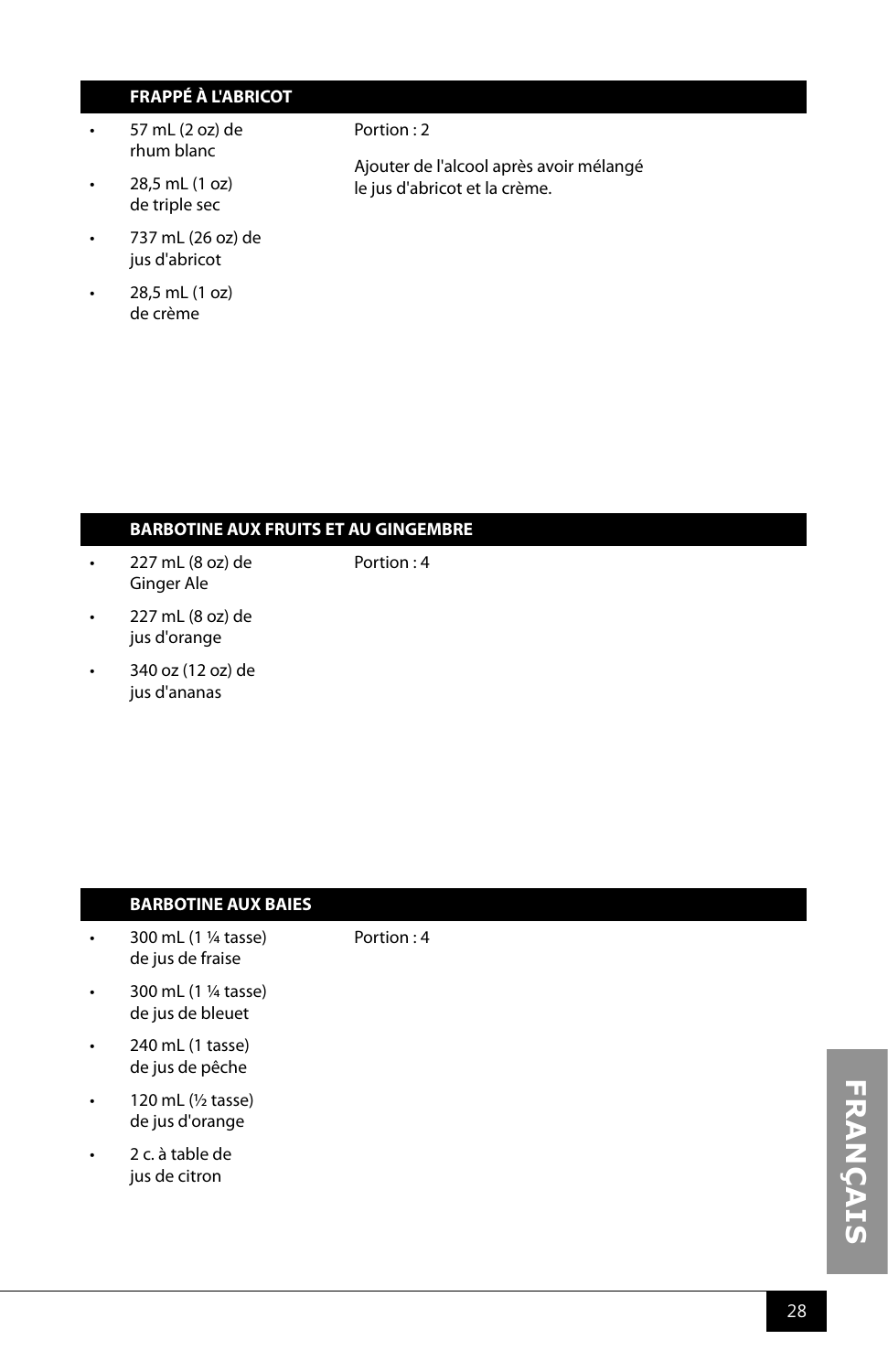## FRAPPÉ À L'ABRICOT

- 57 mL (2 oz) de rhum blanc
- 28,5 mL (1 oz) de triple sec
- 737 mL (26 oz) de jus d'abricot
- 28,5 mL (1 oz) de crème

Portion : 2

Ajouter de l'alcool après avoir mélangé le jus d'abricot et la crème.

## BARBOTINE AUX FRUITS ET AU GINGEMBRE

- 227 mL (8 oz) de Ginger Ale
- 227 mL (8 oz) de jus d'orange
- 340 oz (12 oz) de jus d'ananas

Portion : 4

## BARBOTINE AUX BAIES

- 300 mL (1 ¼ tasse) de jus de fraise
- 300 mL (1 ¼ tasse) de jus de bleuet
- 240 mL (1 tasse) de jus de pêche
- 120 mL (½ tasse) de jus d'orange
- 2 c. à table de jus de citron

Portion : 4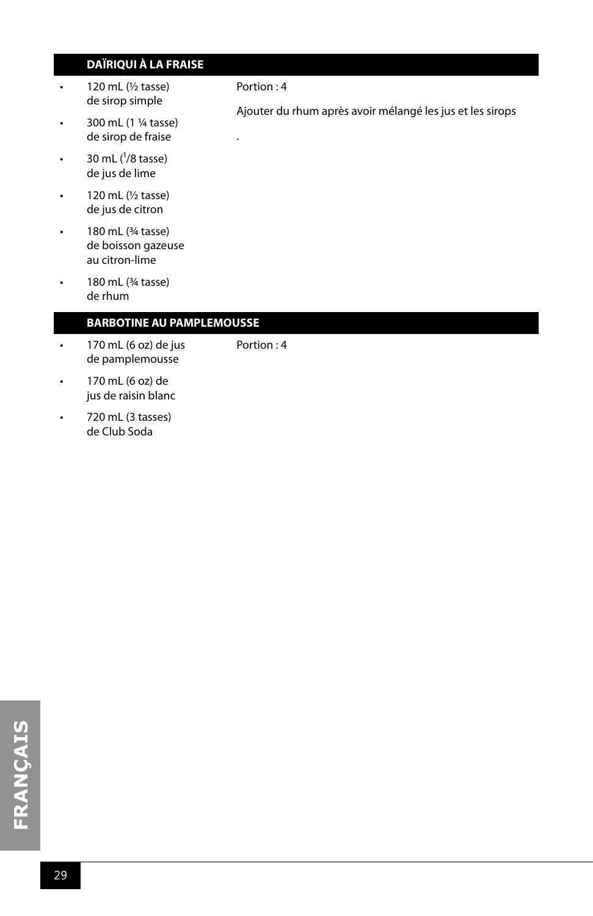## DAÏRIQUI À LA FRAISE

- 120 mL (½ tasse) de sirop simple
- 300 mL (1 ¼ tasse) de sirop de fraise
- 30 mL (1/8 tasse) de jus de lime
- 120 mL (½ tasse) de jus de citron
- 180 mL (¾ tasse) de boisson gazeuse au citron-lime
- 180 mL (¾ tasse) de rhum

Portion : 4

Ajouter du rhum après avoir mélangé les jus et les sirops

.

## BARBOTINE AU PAMPLEMOUSSE

- 170 mL (6 oz) de jus de pamplemousse
- 170 mL (6 oz) de jus de raisin blanc
- 720 mL (3 tasses) de Club Soda

Portion : 4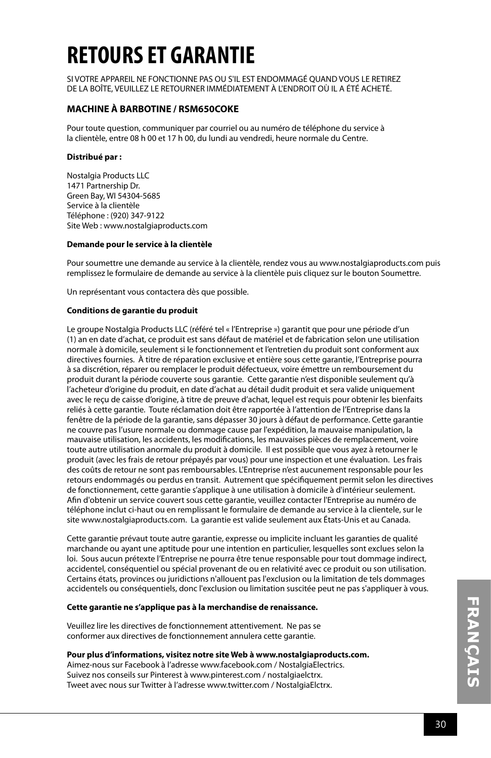# RETOURS ET GARANTIE

SI VOTRE APPAREIL NE FONCTIONNE PAS OU S'IL EST ENDOMMAGÉ QUAND VOUS LE RETIREZ DE LA BOÎTE, VEUILLEZ LE RETOURNER IMMÉDIATEMENT À L'ENDROIT OÙ IL A ÉTÉ ACHETÉ.

**MACHINE À BARBOTINE / RSM650COKE**

Pour toute question, communiquer par courriel ou au numéro de téléphone du service à la clientèle, entre 08 h 00 et 17 h 00, du lundi au vendredi, heure normale du Centre.

**Distribué par :**

Nostalgia Products LLC
1471 Partnership Dr.
Green Bay, WI 54304-5685
Service à la clientèle
Téléphone : (920) 347-9122
Site Web : www.nostalgiaproducts.com

**Demande pour le service à la clientèle**

Pour soumettre une demande au service à la clientèle, rendez vous au www.nostalgiaproducts.com puis remplissez le formulaire de demande au service à la clientèle puis cliquez sur le bouton Soumettre.

Un représentant vous contactera dès que possible.

**Conditions de garantie du produit**

Le groupe Nostalgia Products LLC (référé tel « l'Entreprise ») garantit que pour une période d'un (1) an en date d'achat, ce produit est sans défaut de matériel et de fabrication selon une utilisation normale à domicile, seulement si le fonctionnement et l'entretien du produit sont conforment aux directives fournies. À titre de réparation exclusive et entière sous cette garantie, l'Entreprise pourra à sa discrétion, réparer ou remplacer le produit défectueux, voire émettre un remboursement du produit durant la période couverte sous garantie. Cette garantie n'est disponible seulement qu'à l'acheteur d'origine du produit, en date d'achat au détail dudit produit et sera valide uniquement avec le reçu de caisse d'origine, à titre de preuve d'achat, lequel est requis pour obtenir les bienfaits reliés à cette garantie. Toute réclamation doit être rapportée à l'attention de l'Entreprise dans la fenêtre de la période de la garantie, sans dépasser 30 jours à défaut de performance. Cette garantie ne couvre pas l'usure normale ou dommage cause par l'expédition, la mauvaise manipulation, la mauvaise utilisation, les accidents, les modifications, les mauvaises pièces de remplacement, voire toute autre utilisation anormale du produit à domicile. Il est possible que vous ayez à retourner le produit (avec les frais de retour prépayés par vous) pour une inspection et une évaluation. Les frais des coûts de retour ne sont pas remboursables. L'Entreprise n'est aucunement responsable pour les retours endommagés ou perdus en transit. Autrement que spécifiquement permit selon les directives de fonctionnement, cette garantie s'applique à une utilisation à domicile à d'intérieur seulement. Afin d'obtenir un service couvert sous cette garantie, veuillez contacter l'Entreprise au numéro de téléphone inclut ci-haut ou en remplissant le formulaire de demande au service à la clientele, sur le site www.nostalgiaproducts.com. La garantie est valide seulement aux États-Unis et au Canada.

Cette garantie prévaut toute autre garantie, expresse ou implicite incluant les garanties de qualité marchande ou ayant une aptitude pour une intention en particulier, lesquelles sont exclues selon la loi. Sous aucun prétexte l'Entreprise ne pourra être tenue responsable pour tout dommage indirect, accidentel, conséquentiel ou spécial provenant de ou en relativité avec ce produit ou son utilisation. Certains états, provinces ou juridictions n'allouent pas l'exclusion ou la limitation de tels dommages accidentels ou conséquentiels, donc l'exclusion ou limitation suscitée peut ne pas s'appliquer à vous.

**Cette garantie ne s'applique pas à la merchandise de renaissance.**

Veuillez lire les directives de fonctionnement attentivement. Ne pas se conformer aux directives de fonctionnement annulera cette garantie.

**Pour plus d'informations, visitez notre site Web à www.nostalgiaproducts.com.**
Aimez-nous sur Facebook à l'adresse www.facebook.com / NostalgiaElectrics.
Suivez nos conseils sur Pinterest à www.pinterest.com / nostalgiaelctrx.
Tweet avec nous sur Twitter à l'adresse www.twitter.com / NostalgiaElctrx.